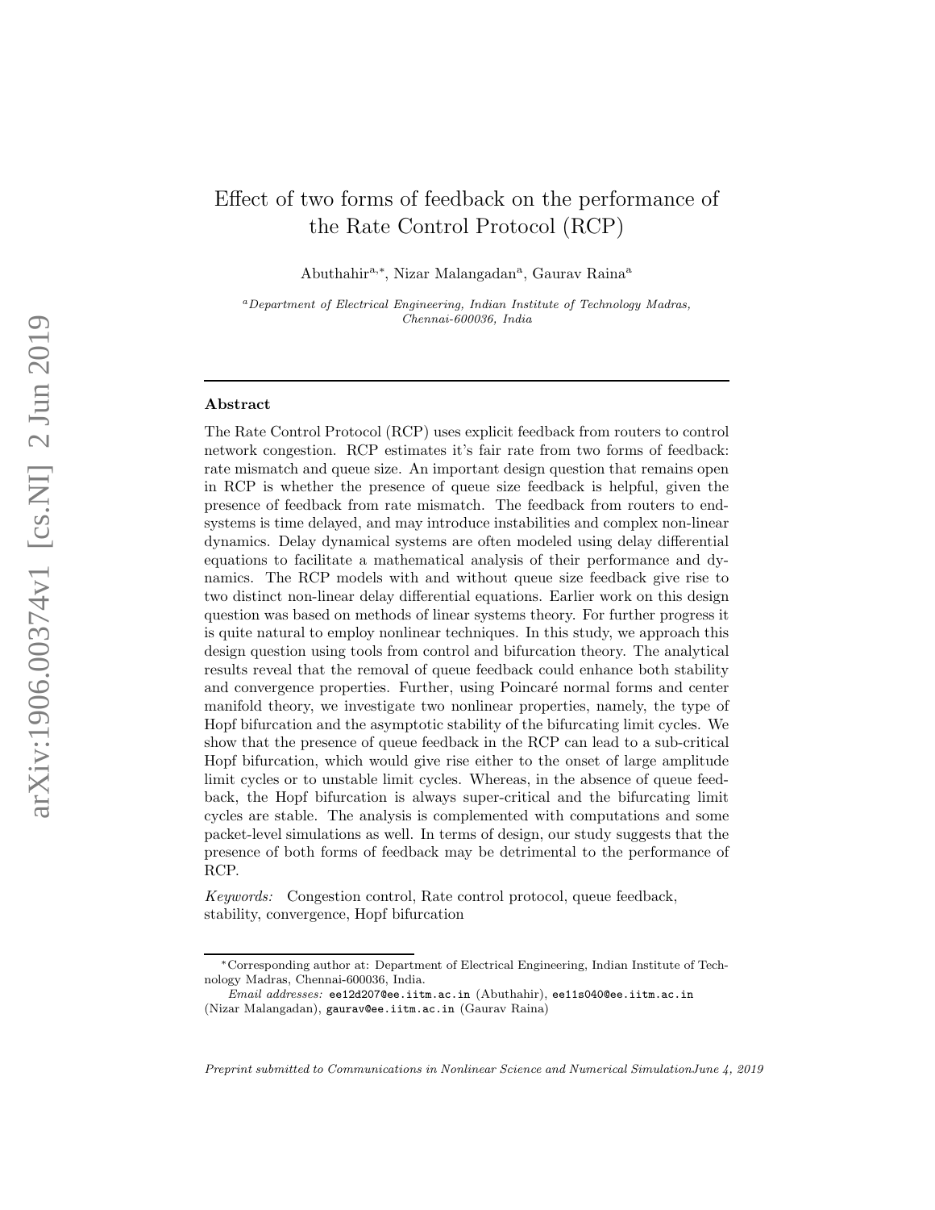# Effect of two forms of feedback on the performance of the Rate Control Protocol (RCP)

Abuthahir[a,*], Nizar Malangadan[a], Gaurav Raina[a]

[a] *Department of Electrical Engineering, Indian Institute of Technology Madras, Chennai-600036, India*

## Abstract

The Rate Control Protocol (RCP) uses explicit feedback from routers to control network congestion. RCP estimates it's fair rate from two forms of feedback: rate mismatch and queue size. An important design question that remains open in RCP is whether the presence of queue size feedback is helpful, given the presence of feedback from rate mismatch. The feedback from routers to end-systems is time delayed, and may introduce instabilities and complex non-linear dynamics. Delay dynamical systems are often modeled using delay differential equations to facilitate a mathematical analysis of their performance and dynamics. The RCP models with and without queue size feedback give rise to two distinct non-linear delay differential equations. Earlier work on this design question was based on methods of linear systems theory. For further progress it is quite natural to employ nonlinear techniques. In this study, we approach this design question using tools from control and bifurcation theory. The analytical results reveal that the removal of queue feedback could enhance both stability and convergence properties. Further, using Poincaré normal forms and center manifold theory, we investigate two nonlinear properties, namely, the type of Hopf bifurcation and the asymptotic stability of the bifurcating limit cycles. We show that the presence of queue feedback in the RCP can lead to a sub-critical Hopf bifurcation, which would give rise either to the onset of large amplitude limit cycles or to unstable limit cycles. Whereas, in the absence of queue feedback, the Hopf bifurcation is always super-critical and the bifurcating limit cycles are stable. The analysis is complemented with computations and some packet-level simulations as well. In terms of design, our study suggests that the presence of both forms of feedback may be detrimental to the performance of RCP.

*Keywords:* Congestion control, Rate control protocol, queue feedback, stability, convergence, Hopf bifurcation

*Corresponding author at: Department of Electrical Engineering, Indian Institute of Technology Madras, Chennai-600036, India.

*Email addresses:* ee12d207@ee.iitm.ac.in (Abuthahir), ee11s040@ee.iitm.ac.in (Nizar Malangadan), gaurav@ee.iitm.ac.in (Gaurav Raina)

*Preprint submitted to Communications in Nonlinear Science and Numerical Simulation* *June 4, 2019*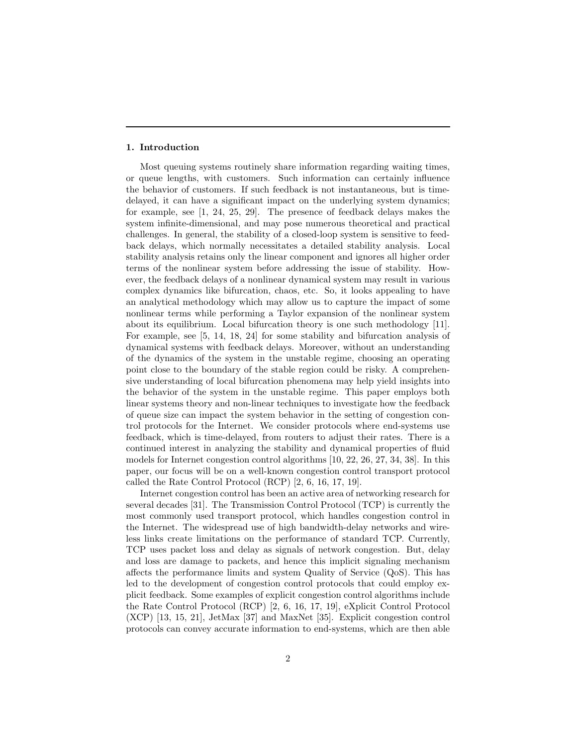## 1. Introduction

Most queuing systems routinely share information regarding waiting times, or queue lengths, with customers. Such information can certainly influence the behavior of customers. If such feedback is not instantaneous, but is time-delayed, it can have a significant impact on the underlying system dynamics; for example, see [1, 24, 25, 29]. The presence of feedback delays makes the system infinite-dimensional, and may pose numerous theoretical and practical challenges. In general, the stability of a closed-loop system is sensitive to feedback delays, which normally necessitates a detailed stability analysis. Local stability analysis retains only the linear component and ignores all higher order terms of the nonlinear system before addressing the issue of stability. However, the feedback delays of a nonlinear dynamical system may result in various complex dynamics like bifurcation, chaos, etc. So, it looks appealing to have an analytical methodology which may allow us to capture the impact of some nonlinear terms while performing a Taylor expansion of the nonlinear system about its equilibrium. Local bifurcation theory is one such methodology [11]. For example, see [5, 14, 18, 24] for some stability and bifurcation analysis of dynamical systems with feedback delays. Moreover, without an understanding of the dynamics of the system in the unstable regime, choosing an operating point close to the boundary of the stable region could be risky. A comprehensive understanding of local bifurcation phenomena may help yield insights into the behavior of the system in the unstable regime. This paper employs both linear systems theory and non-linear techniques to investigate how the feedback of queue size can impact the system behavior in the setting of congestion control protocols for the Internet. We consider protocols where end-systems use feedback, which is time-delayed, from routers to adjust their rates. There is a continued interest in analyzing the stability and dynamical properties of fluid models for Internet congestion control algorithms [10, 22, 26, 27, 34, 38]. In this paper, our focus will be on a well-known congestion control transport protocol called the Rate Control Protocol (RCP) [2, 6, 16, 17, 19].

Internet congestion control has been an active area of networking research for several decades [31]. The Transmission Control Protocol (TCP) is currently the most commonly used transport protocol, which handles congestion control in the Internet. The widespread use of high bandwidth-delay networks and wireless links create limitations on the performance of standard TCP. Currently, TCP uses packet loss and delay as signals of network congestion. But, delay and loss are damage to packets, and hence this implicit signaling mechanism affects the performance limits and system Quality of Service (QoS). This has led to the development of congestion control protocols that could employ explicit feedback. Some examples of explicit congestion control algorithms include the Rate Control Protocol (RCP) [2, 6, 16, 17, 19], eXplicit Control Protocol (XCP) [13, 15, 21], JetMax [37] and MaxNet [35]. Explicit congestion control protocols can convey accurate information to end-systems, which are then able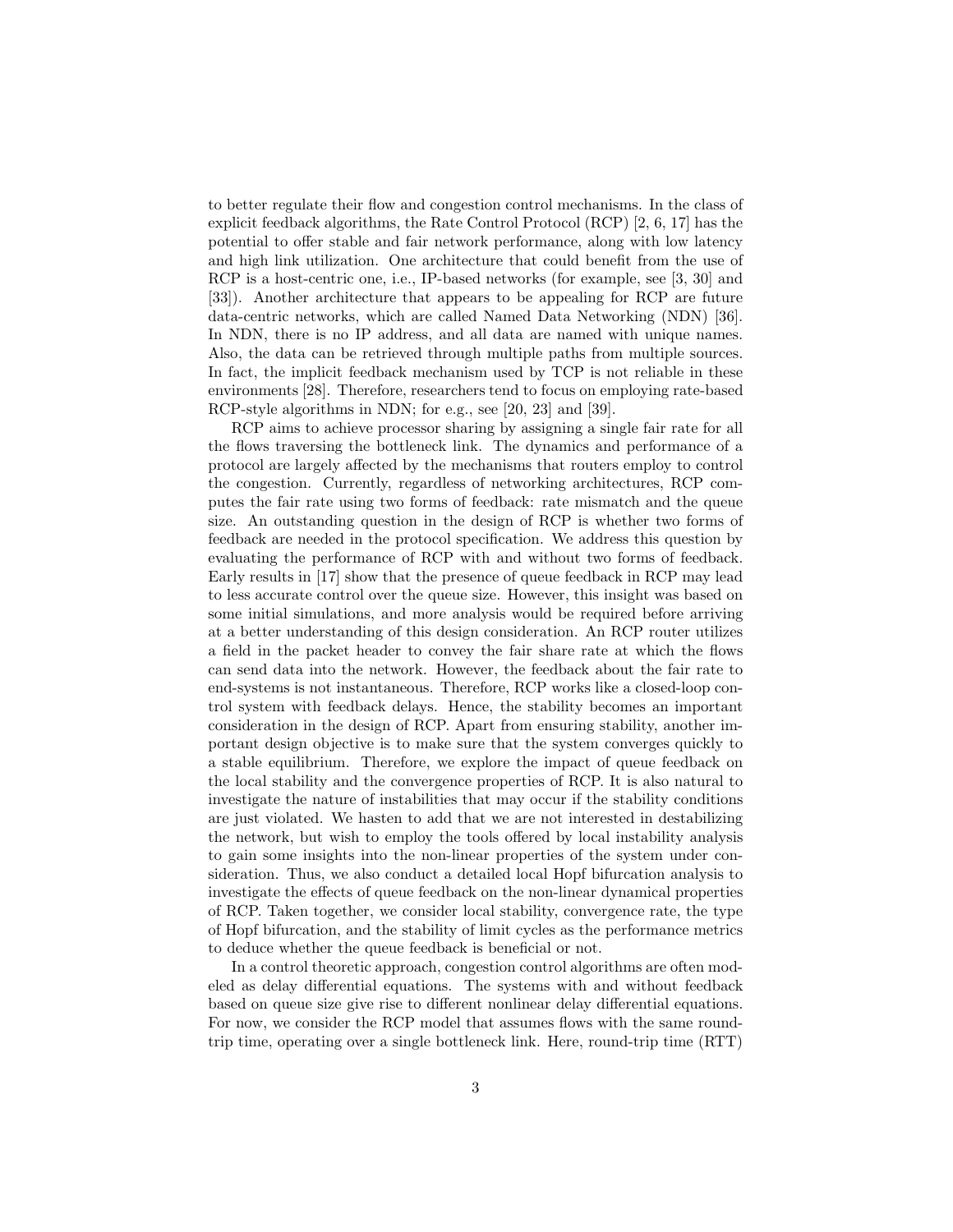to better regulate their flow and congestion control mechanisms. In the class of explicit feedback algorithms, the Rate Control Protocol (RCP) [2, 6, 17] has the potential to offer stable and fair network performance, along with low latency and high link utilization. One architecture that could benefit from the use of RCP is a host-centric one, i.e., IP-based networks (for example, see [3, 30] and [33]). Another architecture that appears to be appealing for RCP are future data-centric networks, which are called Named Data Networking (NDN) [36]. In NDN, there is no IP address, and all data are named with unique names. Also, the data can be retrieved through multiple paths from multiple sources. In fact, the implicit feedback mechanism used by TCP is not reliable in these environments [28]. Therefore, researchers tend to focus on employing rate-based RCP-style algorithms in NDN; for e.g., see [20, 23] and [39].

RCP aims to achieve processor sharing by assigning a single fair rate for all the flows traversing the bottleneck link. The dynamics and performance of a protocol are largely affected by the mechanisms that routers employ to control the congestion. Currently, regardless of networking architectures, RCP computes the fair rate using two forms of feedback: rate mismatch and the queue size. An outstanding question in the design of RCP is whether two forms of feedback are needed in the protocol specification. We address this question by evaluating the performance of RCP with and without two forms of feedback. Early results in [17] show that the presence of queue feedback in RCP may lead to less accurate control over the queue size. However, this insight was based on some initial simulations, and more analysis would be required before arriving at a better understanding of this design consideration. An RCP router utilizes a field in the packet header to convey the fair share rate at which the flows can send data into the network. However, the feedback about the fair rate to end-systems is not instantaneous. Therefore, RCP works like a closed-loop control system with feedback delays. Hence, the stability becomes an important consideration in the design of RCP. Apart from ensuring stability, another important design objective is to make sure that the system converges quickly to a stable equilibrium. Therefore, we explore the impact of queue feedback on the local stability and the convergence properties of RCP. It is also natural to investigate the nature of instabilities that may occur if the stability conditions are just violated. We hasten to add that we are not interested in destabilizing the network, but wish to employ the tools offered by local instability analysis to gain some insights into the non-linear properties of the system under consideration. Thus, we also conduct a detailed local Hopf bifurcation analysis to investigate the effects of queue feedback on the non-linear dynamical properties of RCP. Taken together, we consider local stability, convergence rate, the type of Hopf bifurcation, and the stability of limit cycles as the performance metrics to deduce whether the queue feedback is beneficial or not.

In a control theoretic approach, congestion control algorithms are often modeled as delay differential equations. The systems with and without feedback based on queue size give rise to different nonlinear delay differential equations. For now, we consider the RCP model that assumes flows with the same round-trip time, operating over a single bottleneck link. Here, round-trip time (RTT)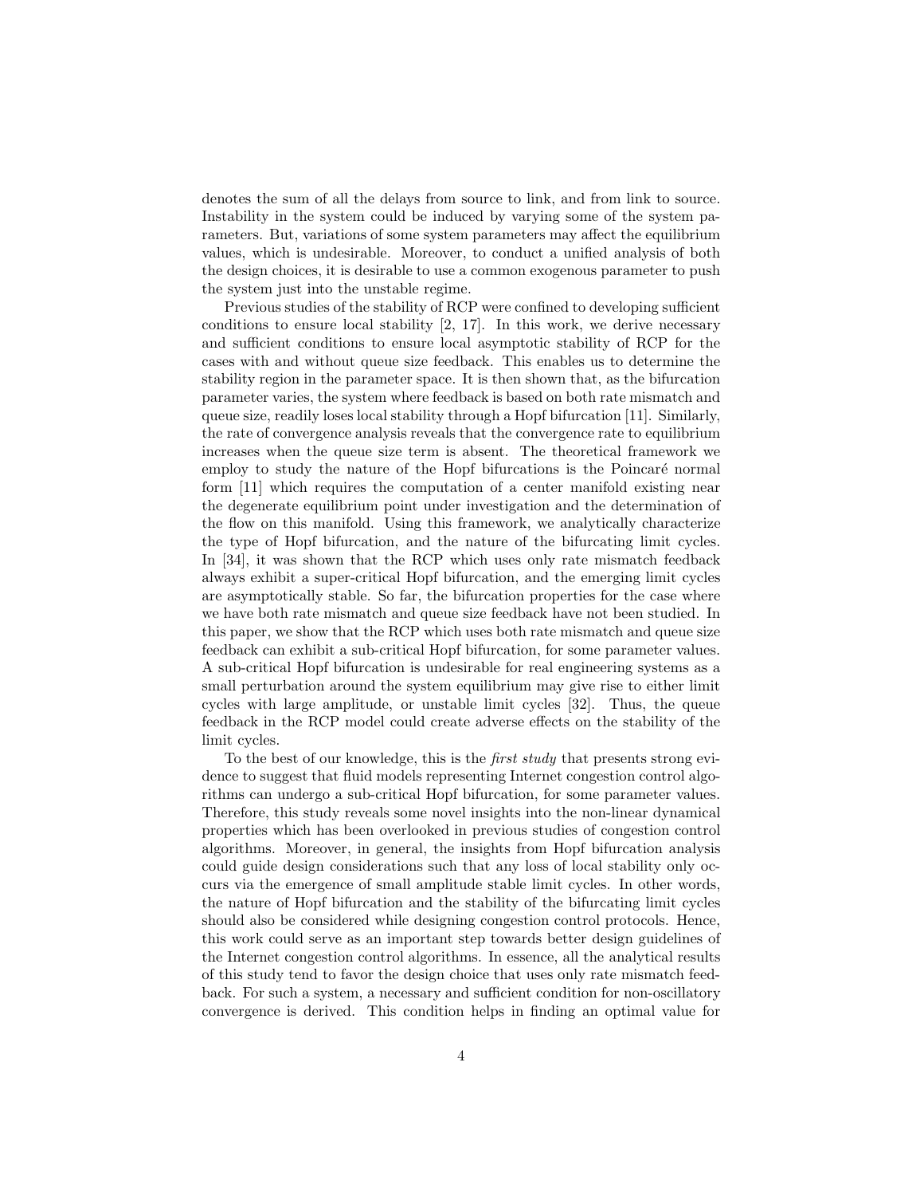denotes the sum of all the delays from source to link, and from link to source. Instability in the system could be induced by varying some of the system parameters. But, variations of some system parameters may affect the equilibrium values, which is undesirable. Moreover, to conduct a unified analysis of both the design choices, it is desirable to use a common exogenous parameter to push the system just into the unstable regime.

Previous studies of the stability of RCP were confined to developing sufficient conditions to ensure local stability [2, 17]. In this work, we derive necessary and sufficient conditions to ensure local asymptotic stability of RCP for the cases with and without queue size feedback. This enables us to determine the stability region in the parameter space. It is then shown that, as the bifurcation parameter varies, the system where feedback is based on both rate mismatch and queue size, readily loses local stability through a Hopf bifurcation [11]. Similarly, the rate of convergence analysis reveals that the convergence rate to equilibrium increases when the queue size term is absent. The theoretical framework we employ to study the nature of the Hopf bifurcations is the Poincaré normal form [11] which requires the computation of a center manifold existing near the degenerate equilibrium point under investigation and the determination of the flow on this manifold. Using this framework, we analytically characterize the type of Hopf bifurcation, and the nature of the bifurcating limit cycles. In [34], it was shown that the RCP which uses only rate mismatch feedback always exhibit a super-critical Hopf bifurcation, and the emerging limit cycles are asymptotically stable. So far, the bifurcation properties for the case where we have both rate mismatch and queue size feedback have not been studied. In this paper, we show that the RCP which uses both rate mismatch and queue size feedback can exhibit a sub-critical Hopf bifurcation, for some parameter values. A sub-critical Hopf bifurcation is undesirable for real engineering systems as a small perturbation around the system equilibrium may give rise to either limit cycles with large amplitude, or unstable limit cycles [32]. Thus, the queue feedback in the RCP model could create adverse effects on the stability of the limit cycles.

To the best of our knowledge, this is the *first study* that presents strong evidence to suggest that fluid models representing Internet congestion control algorithms can undergo a sub-critical Hopf bifurcation, for some parameter values. Therefore, this study reveals some novel insights into the non-linear dynamical properties which has been overlooked in previous studies of congestion control algorithms. Moreover, in general, the insights from Hopf bifurcation analysis could guide design considerations such that any loss of local stability only occurs via the emergence of small amplitude stable limit cycles. In other words, the nature of Hopf bifurcation and the stability of the bifurcating limit cycles should also be considered while designing congestion control protocols. Hence, this work could serve as an important step towards better design guidelines of the Internet congestion control algorithms. In essence, all the analytical results of this study tend to favor the design choice that uses only rate mismatch feedback. For such a system, a necessary and sufficient condition for non-oscillatory convergence is derived. This condition helps in finding an optimal value for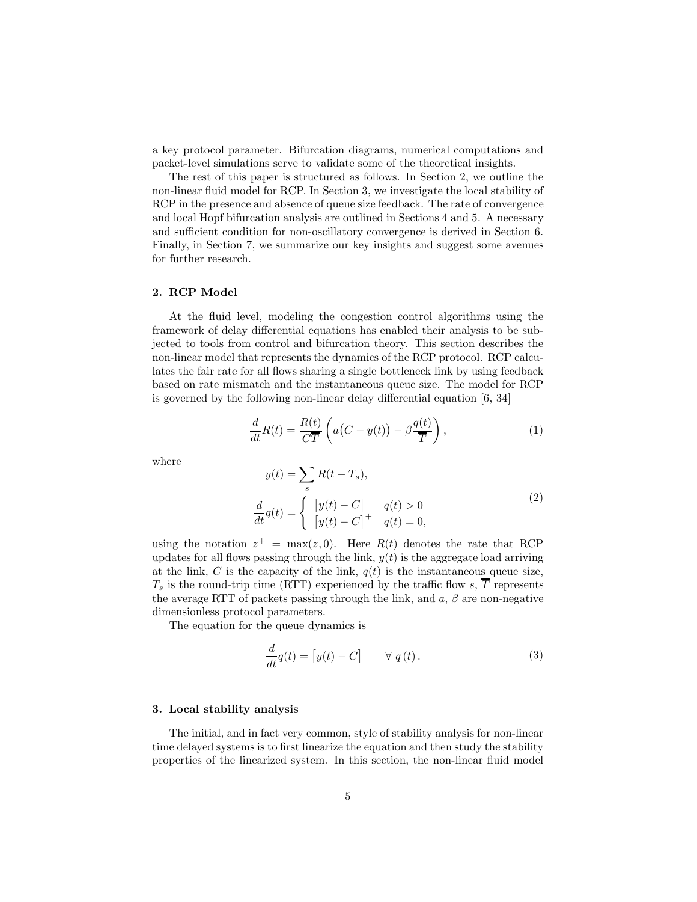a key protocol parameter. Bifurcation diagrams, numerical computations and packet-level simulations serve to validate some of the theoretical insights.

The rest of this paper is structured as follows. In Section 2, we outline the non-linear fluid model for RCP. In Section 3, we investigate the local stability of RCP in the presence and absence of queue size feedback. The rate of convergence and local Hopf bifurcation analysis are outlined in Sections 4 and 5. A necessary and sufficient condition for non-oscillatory convergence is derived in Section 6. Finally, in Section 7, we summarize our key insights and suggest some avenues for further research.

## 2. RCP Model

At the fluid level, modeling the congestion control algorithms using the framework of delay differential equations has enabled their analysis to be subjected to tools from control and bifurcation theory. This section describes the non-linear model that represents the dynamics of the RCP protocol. RCP calculates the fair rate for all flows sharing a single bottleneck link by using feedback based on rate mismatch and the instantaneous queue size. The model for RCP is governed by the following non-linear delay differential equation [6, 34]

$$\frac{d}{dt}R(t) = \frac{R(t)}{C\overline{T}}\left(a\big(C - y(t)\big) - \beta\frac{q(t)}{\overline{T}}\right), \tag{1}$$

where

$$\begin{aligned} y(t) &= \sum_s R(t - T_s), \\ \frac{d}{dt}q(t) &= \begin{cases} \big[y(t) - C\big] & q(t) > 0 \\ \big[y(t) - C\big]^+ & q(t) = 0, \end{cases} \end{aligned} \tag{2}$$

using the notation $z^+ = \max(z, 0)$. Here $R(t)$ denotes the rate that RCP updates for all flows passing through the link, $y(t)$ is the aggregate load arriving at the link, $C$ is the capacity of the link, $q(t)$ is the instantaneous queue size, $T_s$ is the round-trip time (RTT) experienced by the traffic flow $s$, $\overline{T}$ represents the average RTT of packets passing through the link, and $a$, $\beta$ are non-negative dimensionless protocol parameters.

The equation for the queue dynamics is

$$\frac{d}{dt}q(t) = \big[y(t) - C\big] \qquad \forall\ q\,(t)\,. \tag{3}$$

## 3. Local stability analysis

The initial, and in fact very common, style of stability analysis for non-linear time delayed systems is to first linearize the equation and then study the stability properties of the linearized system. In this section, the non-linear fluid model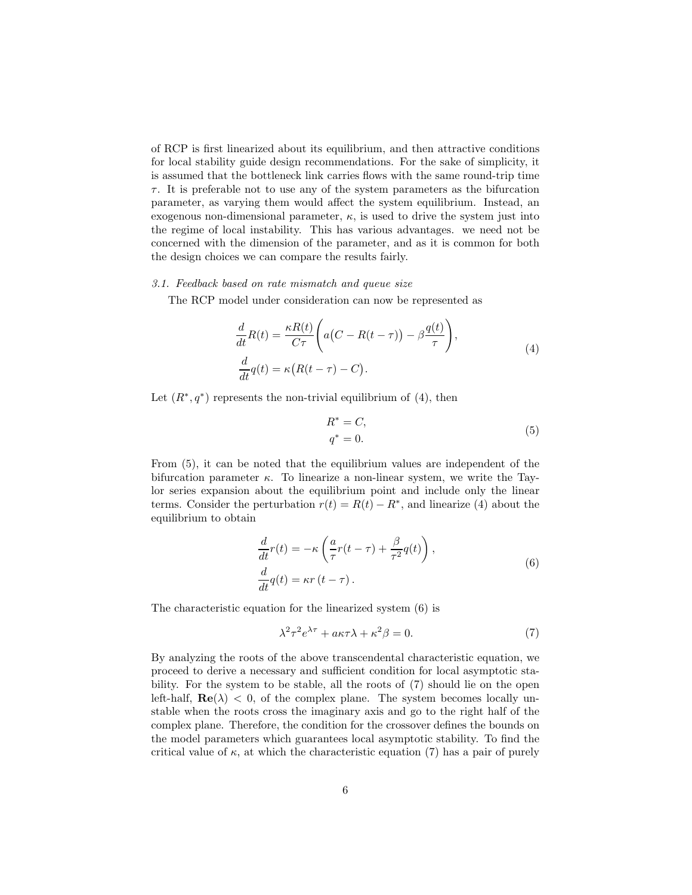of RCP is first linearized about its equilibrium, and then attractive conditions for local stability guide design recommendations. For the sake of simplicity, it is assumed that the bottleneck link carries flows with the same round-trip time $\tau$. It is preferable not to use any of the system parameters as the bifurcation parameter, as varying them would affect the system equilibrium. Instead, an exogenous non-dimensional parameter, $\kappa$, is used to drive the system just into the regime of local instability. This has various advantages. we need not be concerned with the dimension of the parameter, and as it is common for both the design choices we can compare the results fairly.

### *3.1. Feedback based on rate mismatch and queue size*

The RCP model under consideration can now be represented as

$$
\begin{aligned}
\frac{d}{dt}R(t) &= \frac{\kappa R(t)}{C\tau}\left(a\big(C - R(t-\tau)\big) - \beta\frac{q(t)}{\tau}\right),\\
\frac{d}{dt}q(t) &= \kappa\big(R(t-\tau) - C\big).
\end{aligned}
\tag{4}
$$

Let $(R^*, q^*)$ represents the non-trivial equilibrium of (4), then

$$
\begin{aligned}
R^* &= C,\\
q^* &= 0.
\end{aligned}
\tag{5}
$$

From (5), it can be noted that the equilibrium values are independent of the bifurcation parameter $\kappa$. To linearize a non-linear system, we write the Taylor series expansion about the equilibrium point and include only the linear terms. Consider the perturbation $r(t) = R(t) - R^*$, and linearize (4) about the equilibrium to obtain

$$
\begin{aligned}
\frac{d}{dt}r(t) &= -\kappa\left(\frac{a}{\tau}r(t-\tau) + \frac{\beta}{\tau^2}q(t)\right),\\
\frac{d}{dt}q(t) &= \kappa r\left(t-\tau\right).
\end{aligned}
\tag{6}
$$

The characteristic equation for the linearized system (6) is

$$
\lambda^2\tau^2 e^{\lambda\tau} + a\kappa\tau\lambda + \kappa^2\beta = 0. \tag{7}
$$

By analyzing the roots of the above transcendental characteristic equation, we proceed to derive a necessary and sufficient condition for local asymptotic stability. For the system to be stable, all the roots of (7) should lie on the open left-half, $\mathbf{Re}(\lambda) < 0$, of the complex plane. The system becomes locally unstable when the roots cross the imaginary axis and go to the right half of the complex plane. Therefore, the condition for the crossover defines the bounds on the model parameters which guarantees local asymptotic stability. To find the critical value of $\kappa$, at which the characteristic equation (7) has a pair of purely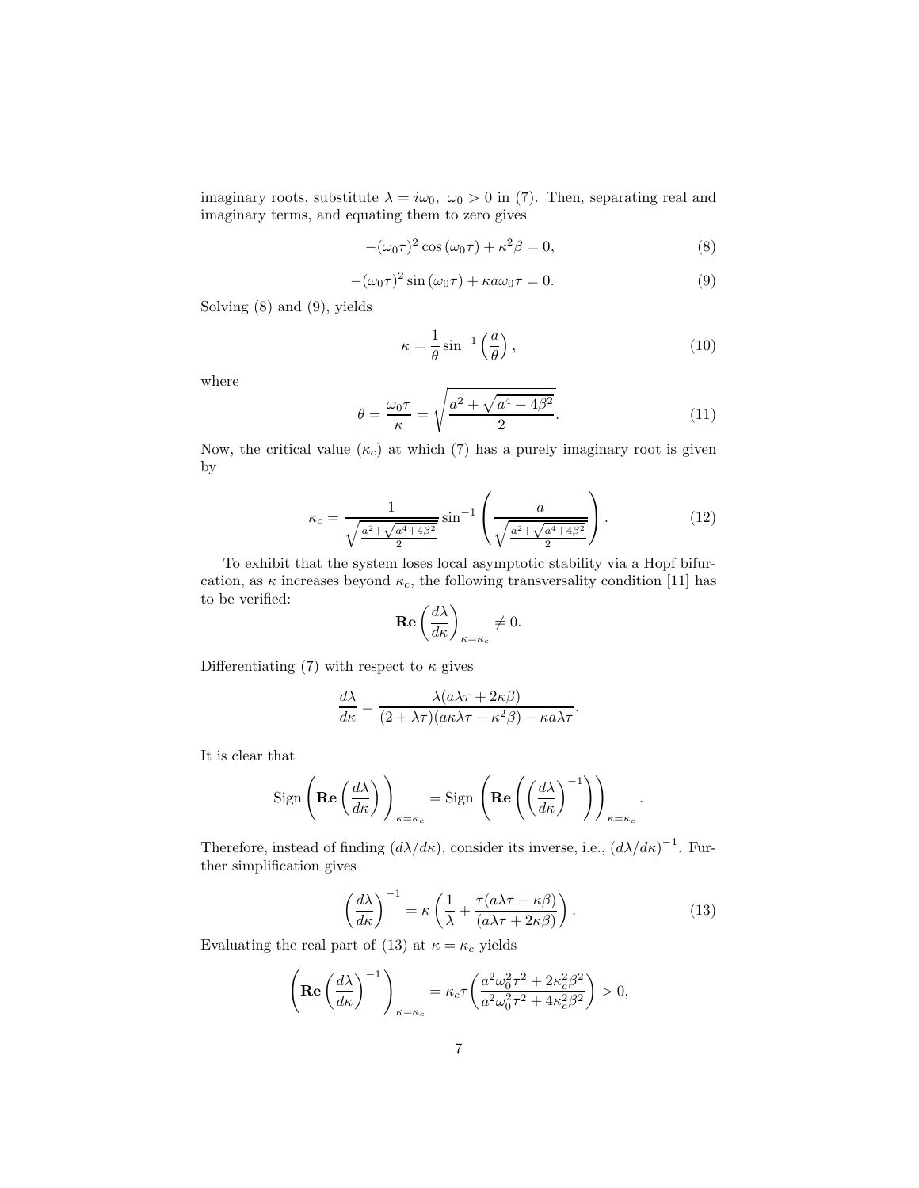imaginary roots, substitute $\lambda = i\omega_0,\ \omega_0 > 0$ in (7). Then, separating real and imaginary terms, and equating them to zero gives

$$-(\omega_0\tau)^2 \cos(\omega_0\tau) + \kappa^2\beta = 0, \tag{8}$$

$$-(\omega_0\tau)^2 \sin(\omega_0\tau) + \kappa a\omega_0\tau = 0. \tag{9}$$

Solving (8) and (9), yields

$$\kappa = \frac{1}{\theta}\sin^{-1}\left(\frac{a}{\theta}\right), \tag{10}$$

where

$$\theta = \frac{\omega_0\tau}{\kappa} = \sqrt{\frac{a^2 + \sqrt{a^4 + 4\beta^2}}{2}}. \tag{11}$$

Now, the critical value ($\kappa_c$) at which (7) has a purely imaginary root is given by

$$\kappa_c = \frac{1}{\sqrt{\frac{a^2+\sqrt{a^4+4\beta^2}}{2}}}\sin^{-1}\left(\frac{a}{\sqrt{\frac{a^2+\sqrt{a^4+4\beta^2}}{2}}}\right). \tag{12}$$

To exhibit that the system loses local asymptotic stability via a Hopf bifurcation, as $\kappa$ increases beyond $\kappa_c$, the following transversality condition [11] has to be verified:

$$\mathbf{Re}\left(\frac{d\lambda}{d\kappa}\right)_{\kappa=\kappa_c} \neq 0.$$

Differentiating (7) with respect to $\kappa$ gives

$$\frac{d\lambda}{d\kappa} = \frac{\lambda(a\lambda\tau + 2\kappa\beta)}{(2+\lambda\tau)(a\kappa\lambda\tau + \kappa^2\beta) - \kappa a\lambda\tau}.$$

It is clear that

$$\text{Sign}\left(\mathbf{Re}\left(\frac{d\lambda}{d\kappa}\right)\right)_{\kappa=\kappa_c} = \text{Sign}\left(\mathbf{Re}\left(\left(\frac{d\lambda}{d\kappa}\right)^{-1}\right)\right)_{\kappa=\kappa_c}.$$

Therefore, instead of finding $(d\lambda/d\kappa)$, consider its inverse, i.e., $(d\lambda/d\kappa)^{-1}$. Further simplification gives

$$\left(\frac{d\lambda}{d\kappa}\right)^{-1} = \kappa\left(\frac{1}{\lambda} + \frac{\tau(a\lambda\tau + \kappa\beta)}{(a\lambda\tau + 2\kappa\beta)}\right). \tag{13}$$

Evaluating the real part of (13) at $\kappa = \kappa_c$ yields

$$\left(\mathbf{Re}\left(\frac{d\lambda}{d\kappa}\right)^{-1}\right)_{\kappa=\kappa_c} = \kappa_c\tau\left(\frac{a^2\omega_0^2\tau^2 + 2\kappa_c^2\beta^2}{a^2\omega_0^2\tau^2 + 4\kappa_c^2\beta^2}\right) > 0,$$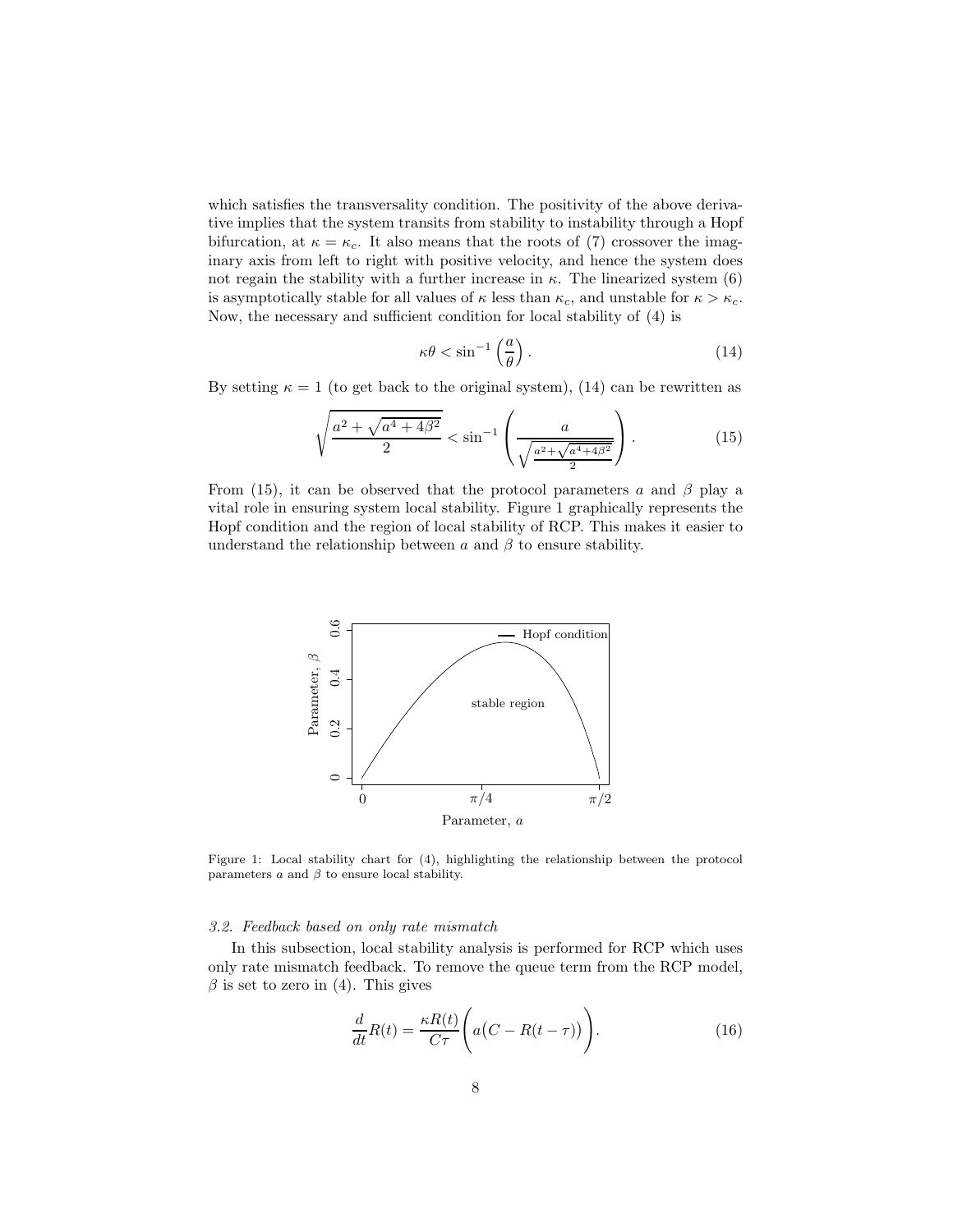which satisfies the transversality condition. The positivity of the above derivative implies that the system transits from stability to instability through a Hopf bifurcation, at $\kappa = \kappa_c$. It also means that the roots of (7) crossover the imaginary axis from left to right with positive velocity, and hence the system does not regain the stability with a further increase in $\kappa$. The linearized system (6) is asymptotically stable for all values of $\kappa$ less than $\kappa_c$, and unstable for $\kappa > \kappa_c$. Now, the necessary and sufficient condition for local stability of (4) is

$$\kappa\theta < \sin^{-1}\left(\frac{a}{\theta}\right). \tag{14}$$

By setting $\kappa = 1$ (to get back to the original system), (14) can be rewritten as

$$\sqrt{\frac{a^2 + \sqrt{a^4 + 4\beta^2}}{2}} < \sin^{-1}\left(\frac{a}{\sqrt{\frac{a^2+\sqrt{a^4+4\beta^2}}{2}}}\right). \tag{15}$$

From (15), it can be observed that the protocol parameters $a$ and $\beta$ play a vital role in ensuring system local stability. Figure 1 graphically represents the Hopf condition and the region of local stability of RCP. This makes it easier to understand the relationship between $a$ and $\beta$ to ensure stability.

Figure 1: Local stability chart for (4), highlighting the relationship between the protocol parameters $a$ and $\beta$ to ensure local stability.

*3.2. Feedback based on only rate mismatch*

In this subsection, local stability analysis is performed for RCP which uses only rate mismatch feedback. To remove the queue term from the RCP model, $\beta$ is set to zero in (4). This gives

$$\frac{d}{dt}R(t) = \frac{\kappa R(t)}{C\tau}\Bigg(a\big(C - R(t-\tau)\big)\Bigg). \tag{16}$$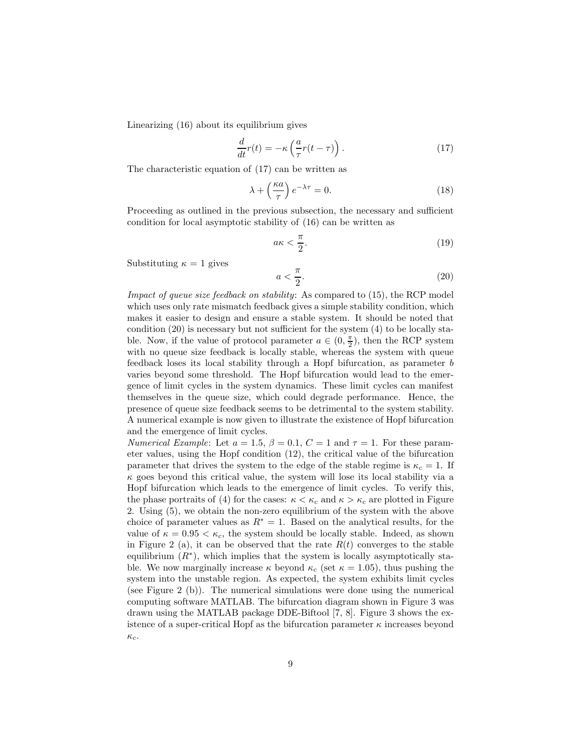Linearizing (16) about its equilibrium gives

$$\frac{d}{dt}r(t) = -\kappa\left(\frac{a}{\tau}r(t-\tau)\right). \tag{17}$$

The characteristic equation of (17) can be written as

$$\lambda + \left(\frac{\kappa a}{\tau}\right)e^{-\lambda\tau} = 0. \tag{18}$$

Proceeding as outlined in the previous subsection, the necessary and sufficient condition for local asymptotic stability of (16) can be written as

$$a\kappa < \frac{\pi}{2}. \tag{19}$$

Substituting $\kappa = 1$ gives

$$a < \frac{\pi}{2}. \tag{20}$$

*Impact of queue size feedback on stability*: As compared to (15), the RCP model which uses only rate mismatch feedback gives a simple stability condition, which makes it easier to design and ensure a stable system. It should be noted that condition (20) is necessary but not sufficient for the system (4) to be locally stable. Now, if the value of protocol parameter $a \in (0, \frac{\pi}{2})$, then the RCP system with no queue size feedback is locally stable, whereas the system with queue feedback loses its local stability through a Hopf bifurcation, as parameter $b$ varies beyond some threshold. The Hopf bifurcation would lead to the emergence of limit cycles in the system dynamics. These limit cycles can manifest themselves in the queue size, which could degrade performance. Hence, the presence of queue size feedback seems to be detrimental to the system stability. A numerical example is now given to illustrate the existence of Hopf bifurcation and the emergence of limit cycles.

*Numerical Example*: Let $a = 1.5$, $\beta = 0.1$, $C = 1$ and $\tau = 1$. For these parameter values, using the Hopf condition (12), the critical value of the bifurcation parameter that drives the system to the edge of the stable regime is $\kappa_c = 1$. If $\kappa$ goes beyond this critical value, the system will lose its local stability via a Hopf bifurcation which leads to the emergence of limit cycles. To verify this, the phase portraits of (4) for the cases: $\kappa < \kappa_c$ and $\kappa > \kappa_c$ are plotted in Figure 2. Using (5), we obtain the non-zero equilibrium of the system with the above choice of parameter values as $R^* = 1$. Based on the analytical results, for the value of $\kappa = 0.95 < \kappa_c$, the system should be locally stable. Indeed, as shown in Figure 2 (a), it can be observed that the rate $R(t)$ converges to the stable equilibrium ($R^*$), which implies that the system is locally asymptotically stable. We now marginally increase $\kappa$ beyond $\kappa_c$ (set $\kappa = 1.05$), thus pushing the system into the unstable region. As expected, the system exhibits limit cycles (see Figure 2 (b)). The numerical simulations were done using the numerical computing software MATLAB. The bifurcation diagram shown in Figure 3 was drawn using the MATLAB package DDE-Biftool [7, 8]. Figure 3 shows the existence of a super-critical Hopf as the bifurcation parameter $\kappa$ increases beyond $\kappa_c$.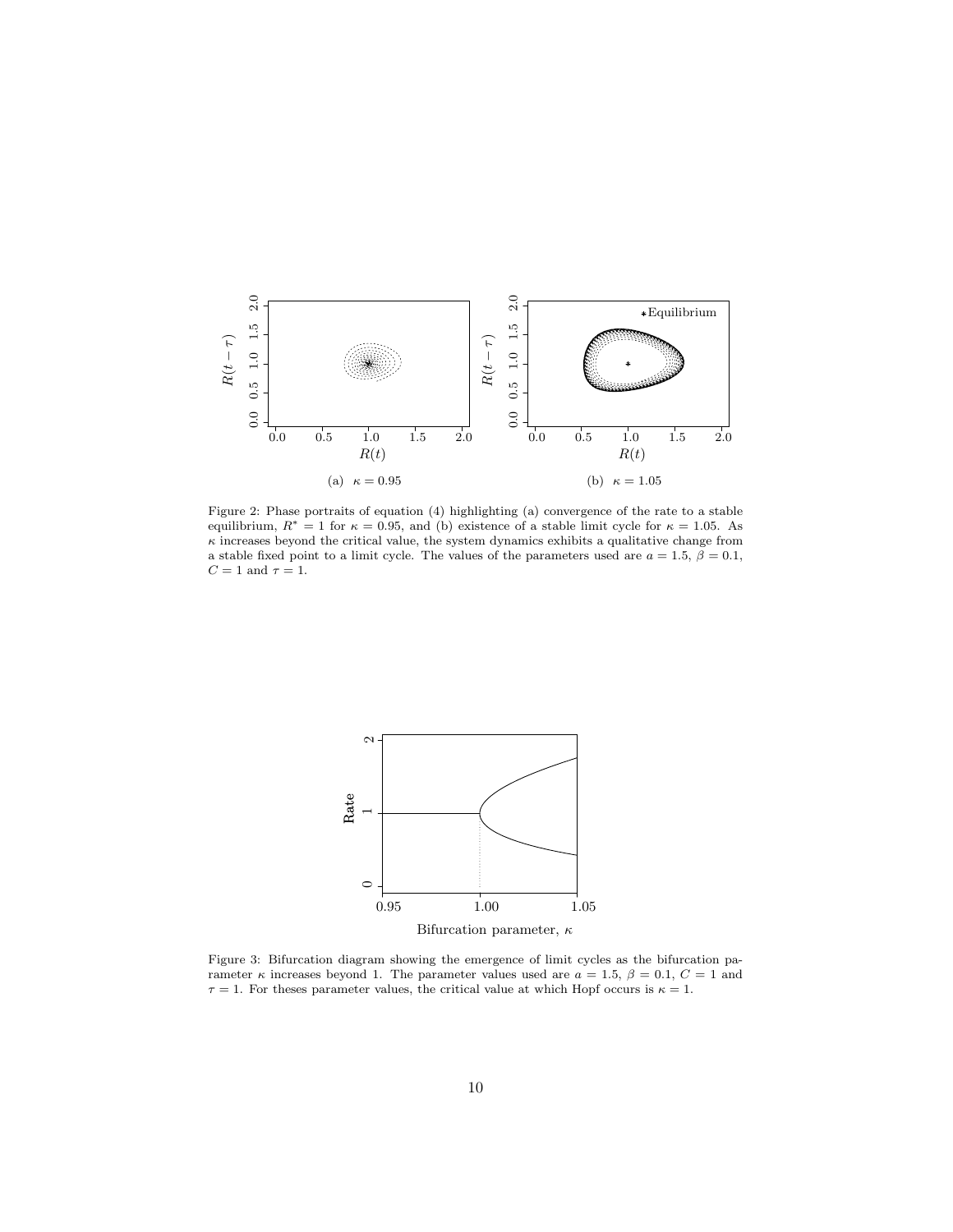Figure 2: Phase portraits of equation (4) highlighting (a) convergence of the rate to a stable equilibrium, $R^* = 1$ for $\kappa = 0.95$, and (b) existence of a stable limit cycle for $\kappa = 1.05$. As $\kappa$ increases beyond the critical value, the system dynamics exhibits a qualitative change from a stable fixed point to a limit cycle. The values of the parameters used are $a = 1.5$, $\beta = 0.1$, $C = 1$ and $\tau = 1$.

Figure 3: Bifurcation diagram showing the emergence of limit cycles as the bifurcation parameter $\kappa$ increases beyond 1. The parameter values used are $a = 1.5$, $\beta = 0.1$, $C = 1$ and $\tau = 1$. For theses parameter values, the critical value at which Hopf occurs is $\kappa = 1$.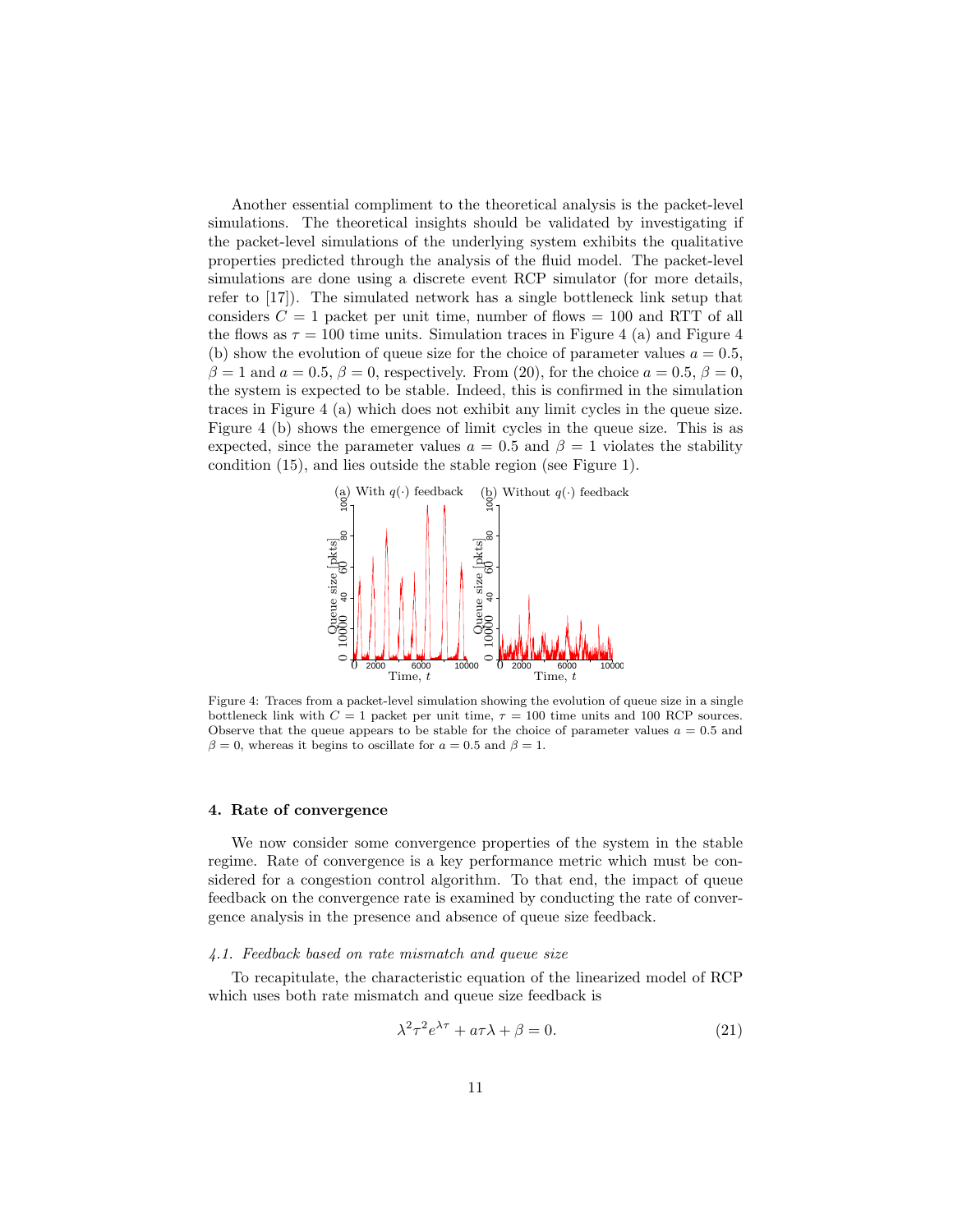Another essential compliment to the theoretical analysis is the packet-level simulations. The theoretical insights should be validated by investigating if the packet-level simulations of the underlying system exhibits the qualitative properties predicted through the analysis of the fluid model. The packet-level simulations are done using a discrete event RCP simulator (for more details, refer to [17]). The simulated network has a single bottleneck link setup that considers $C = 1$ packet per unit time, number of flows = 100 and RTT of all the flows as $\tau = 100$ time units. Simulation traces in Figure 4 (a) and Figure 4 (b) show the evolution of queue size for the choice of parameter values $a = 0.5$, $\beta = 1$ and $a = 0.5$, $\beta = 0$, respectively. From (20), for the choice $a = 0.5$, $\beta = 0$, the system is expected to be stable. Indeed, this is confirmed in the simulation traces in Figure 4 (a) which does not exhibit any limit cycles in the queue size. Figure 4 (b) shows the emergence of limit cycles in the queue size. This is as expected, since the parameter values $a = 0.5$ and $\beta = 1$ violates the stability condition (15), and lies outside the stable region (see Figure 1).

Figure 4: Traces from a packet-level simulation showing the evolution of queue size in a single bottleneck link with $C = 1$ packet per unit time, $\tau = 100$ time units and 100 RCP sources. Observe that the queue appears to be stable for the choice of parameter values $a = 0.5$ and $\beta = 0$, whereas it begins to oscillate for $a = 0.5$ and $\beta = 1$.

## 4. Rate of convergence

We now consider some convergence properties of the system in the stable regime. Rate of convergence is a key performance metric which must be considered for a congestion control algorithm. To that end, the impact of queue feedback on the convergence rate is examined by conducting the rate of convergence analysis in the presence and absence of queue size feedback.

### *4.1. Feedback based on rate mismatch and queue size*

To recapitulate, the characteristic equation of the linearized model of RCP which uses both rate mismatch and queue size feedback is

$$\lambda^2 \tau^2 e^{\lambda \tau} + a\tau\lambda + \beta = 0. \tag{21}$$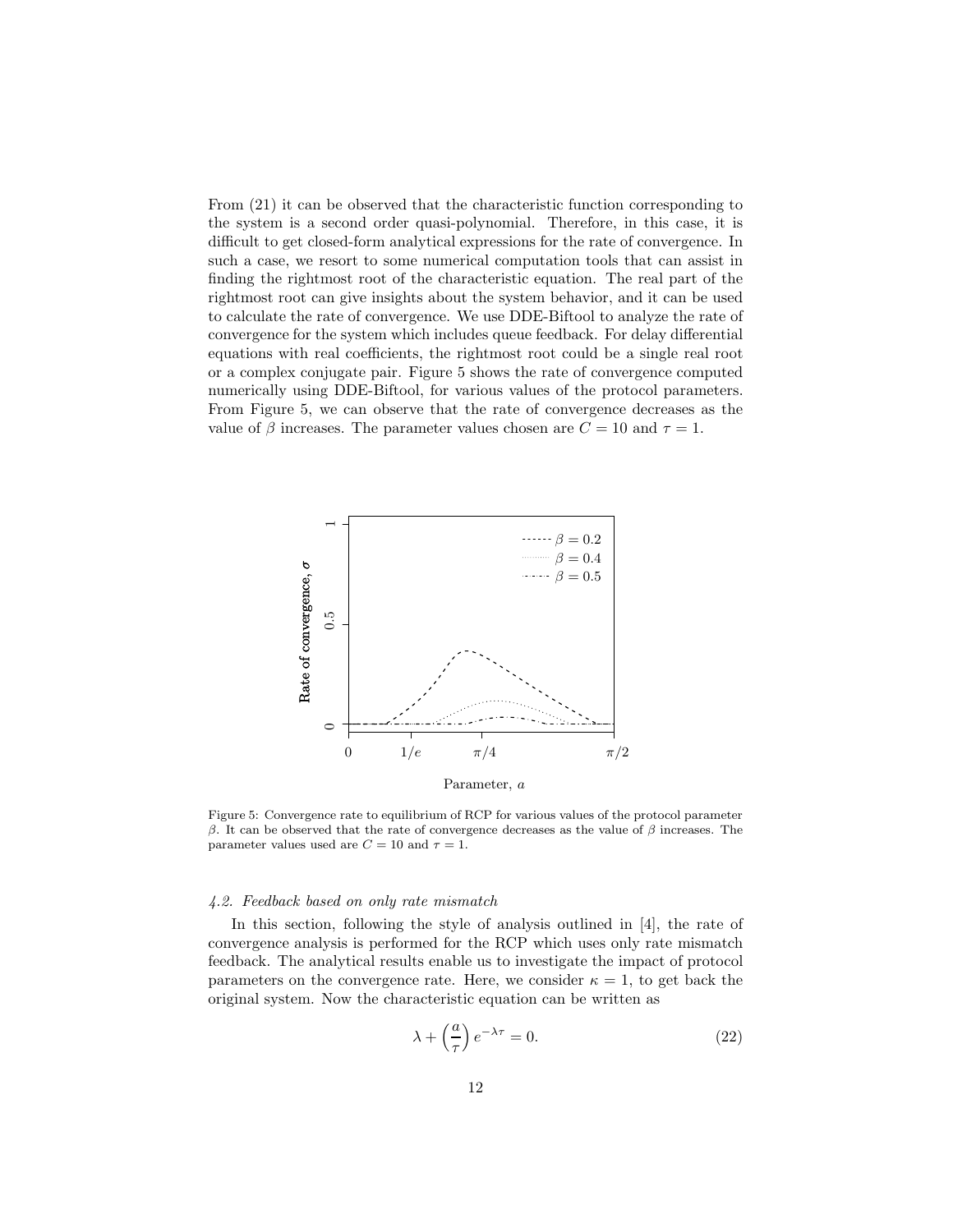From (21) it can be observed that the characteristic function corresponding to the system is a second order quasi-polynomial. Therefore, in this case, it is difficult to get closed-form analytical expressions for the rate of convergence. In such a case, we resort to some numerical computation tools that can assist in finding the rightmost root of the characteristic equation. The real part of the rightmost root can give insights about the system behavior, and it can be used to calculate the rate of convergence. We use DDE-Biftool to analyze the rate of convergence for the system which includes queue feedback. For delay differential equations with real coefficients, the rightmost root could be a single real root or a complex conjugate pair. Figure 5 shows the rate of convergence computed numerically using DDE-Biftool, for various values of the protocol parameters. From Figure 5, we can observe that the rate of convergence decreases as the value of $\beta$ increases. The parameter values chosen are $C = 10$ and $\tau = 1$.

Figure 5: Convergence rate to equilibrium of RCP for various values of the protocol parameter $\beta$. It can be observed that the rate of convergence decreases as the value of $\beta$ increases. The parameter values used are $C = 10$ and $\tau = 1$.

### 4.2. Feedback based on only rate mismatch

In this section, following the style of analysis outlined in [4], the rate of convergence analysis is performed for the RCP which uses only rate mismatch feedback. The analytical results enable us to investigate the impact of protocol parameters on the convergence rate. Here, we consider $\kappa = 1$, to get back the original system. Now the characteristic equation can be written as

$$\lambda + \left(\frac{a}{\tau}\right) e^{-\lambda\tau} = 0. \tag{22}$$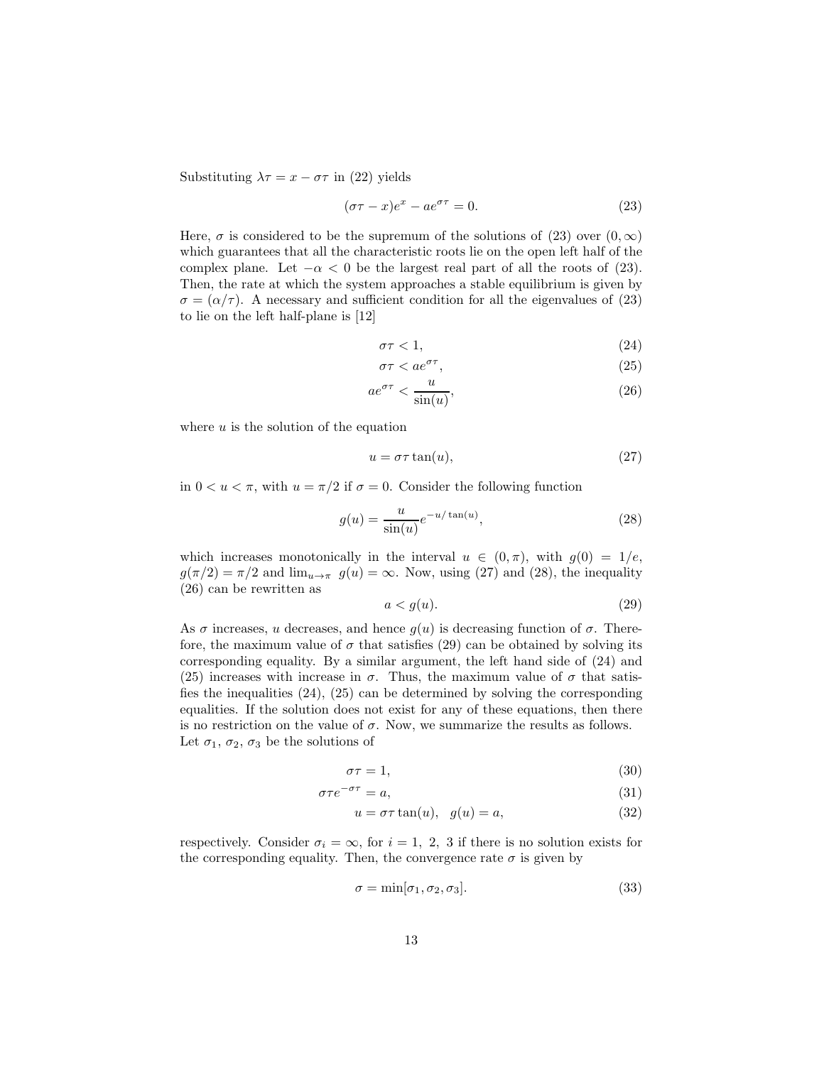Substituting $\lambda\tau = x - \sigma\tau$ in (22) yields

$$(\sigma\tau - x)e^{x} - ae^{\sigma\tau} = 0. \tag{23}$$

Here, $\sigma$ is considered to be the supremum of the solutions of (23) over $(0, \infty)$ which guarantees that all the characteristic roots lie on the open left half of the complex plane. Let $-\alpha < 0$ be the largest real part of all the roots of (23). Then, the rate at which the system approaches a stable equilibrium is given by $\sigma = (\alpha/\tau)$. A necessary and sufficient condition for all the eigenvalues of (23) to lie on the left half-plane is [12]

$$\sigma\tau < 1, \tag{24}$$

$$\sigma\tau < ae^{\sigma\tau}, \tag{25}$$

$$ae^{\sigma\tau} < \frac{u}{\sin(u)}, \tag{26}$$

where $u$ is the solution of the equation

$$u = \sigma\tau\tan(u), \tag{27}$$

in $0 < u < \pi$, with $u = \pi/2$ if $\sigma = 0$. Consider the following function

$$g(u) = \frac{u}{\sin(u)}e^{-u/\tan(u)}, \tag{28}$$

which increases monotonically in the interval $u \in (0, \pi)$, with $g(0) = 1/e$, $g(\pi/2) = \pi/2$ and $\lim_{u\to\pi} g(u) = \infty$. Now, using (27) and (28), the inequality (26) can be rewritten as

$$a < g(u). \tag{29}$$

As $\sigma$ increases, $u$ decreases, and hence $g(u)$ is decreasing function of $\sigma$. Therefore, the maximum value of $\sigma$ that satisfies (29) can be obtained by solving its corresponding equality. By a similar argument, the left hand side of (24) and (25) increases with increase in $\sigma$. Thus, the maximum value of $\sigma$ that satisfies the inequalities (24), (25) can be determined by solving the corresponding equalities. If the solution does not exist for any of these equations, then there is no restriction on the value of $\sigma$. Now, we summarize the results as follows. Let $\sigma_1$, $\sigma_2$, $\sigma_3$ be the solutions of

$$\sigma\tau = 1, \tag{30}$$

$$\sigma\tau e^{-\sigma\tau} = a, \tag{31}$$

$$u = \sigma\tau\tan(u), \quad g(u) = a, \tag{32}$$

respectively. Consider $\sigma_i = \infty$, for $i = 1,\ 2,\ 3$ if there is no solution exists for the corresponding equality. Then, the convergence rate $\sigma$ is given by

$$\sigma = \min[\sigma_1, \sigma_2, \sigma_3]. \tag{33}$$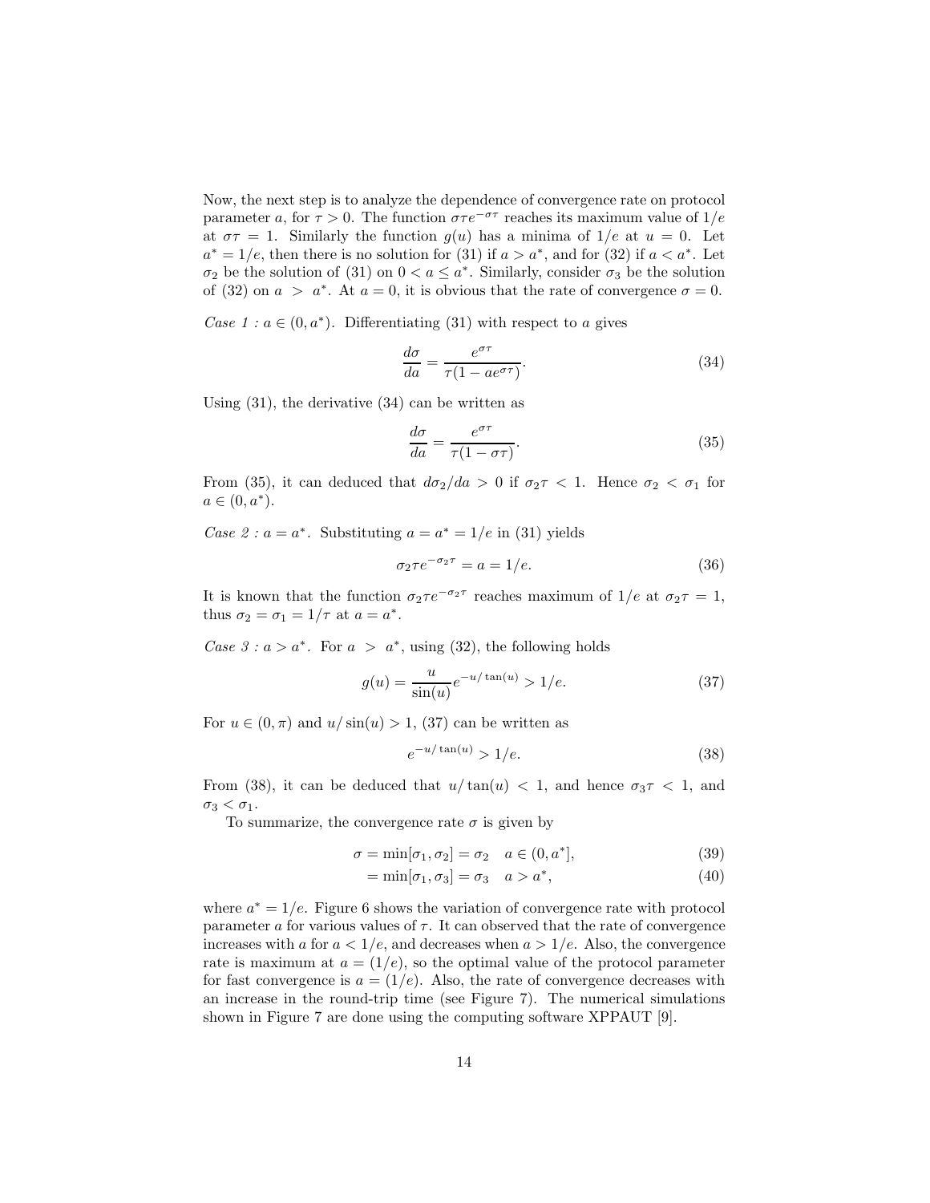Now, the next step is to analyze the dependence of convergence rate on protocol parameter $a$, for $\tau > 0$. The function $\sigma\tau e^{-\sigma\tau}$ reaches its maximum value of $1/e$ at $\sigma\tau = 1$. Similarly the function $g(u)$ has a minima of $1/e$ at $u = 0$. Let $a^* = 1/e$, then there is no solution for (31) if $a > a^*$, and for (32) if $a < a^*$. Let $\sigma_2$ be the solution of (31) on $0 < a \leq a^*$. Similarly, consider $\sigma_3$ be the solution of (32) on $a > a^*$. At $a = 0$, it is obvious that the rate of convergence $\sigma = 0$.

*Case 1 :* $a \in (0, a^*)$. Differentiating (31) with respect to $a$ gives

$$\frac{d\sigma}{da} = \frac{e^{\sigma\tau}}{\tau(1 - ae^{\sigma\tau})}. \tag{34}$$

Using (31), the derivative (34) can be written as

$$\frac{d\sigma}{da} = \frac{e^{\sigma\tau}}{\tau(1 - \sigma\tau)}. \tag{35}$$

From (35), it can deduced that $d\sigma_2/da > 0$ if $\sigma_2\tau < 1$. Hence $\sigma_2 < \sigma_1$ for $a \in (0, a^*)$.

*Case 2 :* $a = a^*$. Substituting $a = a^* = 1/e$ in (31) yields

$$\sigma_2\tau e^{-\sigma_2\tau} = a = 1/e. \tag{36}$$

It is known that the function $\sigma_2\tau e^{-\sigma_2\tau}$ reaches maximum of $1/e$ at $\sigma_2\tau = 1$, thus $\sigma_2 = \sigma_1 = 1/\tau$ at $a = a^*$.

*Case 3 :* $a > a^*$. For $a > a^*$, using (32), the following holds

$$g(u) = \frac{u}{\sin(u)} e^{-u/\tan(u)} > 1/e. \tag{37}$$

For $u \in (0, \pi)$ and $u/\sin(u) > 1$, (37) can be written as

$$e^{-u/\tan(u)} > 1/e. \tag{38}$$

From (38), it can be deduced that $u/\tan(u) < 1$, and hence $\sigma_3\tau < 1$, and $\sigma_3 < \sigma_1$.

To summarize, the convergence rate $\sigma$ is given by

$$\sigma = \min[\sigma_1, \sigma_2] = \sigma_2 \quad a \in (0, a^*], \tag{39}$$

$$= \min[\sigma_1, \sigma_3] = \sigma_3 \quad a > a^*, \tag{40}$$

where $a^* = 1/e$. Figure 6 shows the variation of convergence rate with protocol parameter $a$ for various values of $\tau$. It can observed that the rate of convergence increases with $a$ for $a < 1/e$, and decreases when $a > 1/e$. Also, the convergence rate is maximum at $a = (1/e)$, so the optimal value of the protocol parameter for fast convergence is $a = (1/e)$. Also, the rate of convergence decreases with an increase in the round-trip time (see Figure 7). The numerical simulations shown in Figure 7 are done using the computing software XPPAUT [9].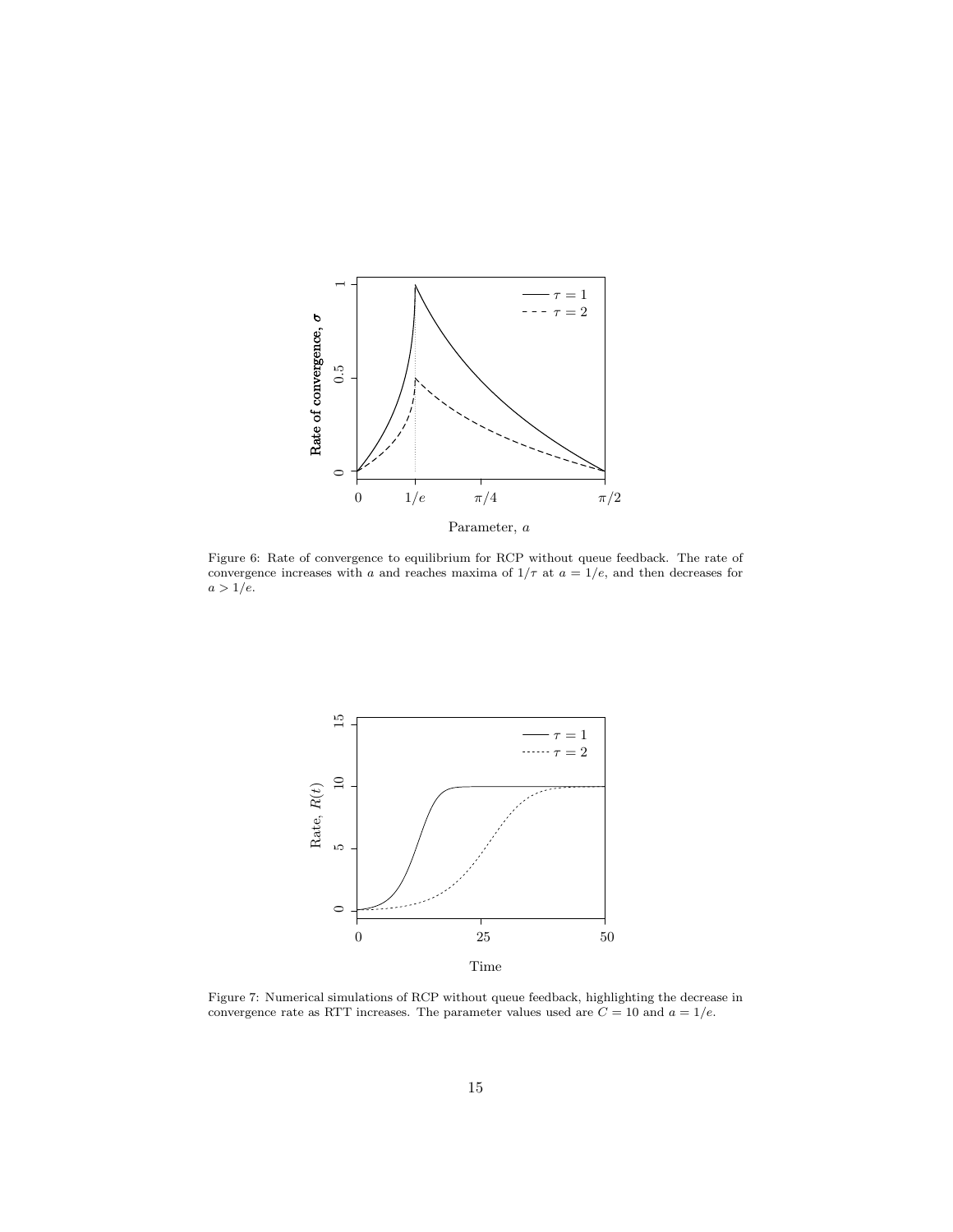Figure 6: Rate of convergence to equilibrium for RCP without queue feedback. The rate of convergence increases with $a$ and reaches maxima of $1/\tau$ at $a = 1/e$, and then decreases for $a > 1/e$.

Figure 7: Numerical simulations of RCP without queue feedback, highlighting the decrease in convergence rate as RTT increases. The parameter values used are $C = 10$ and $a = 1/e$.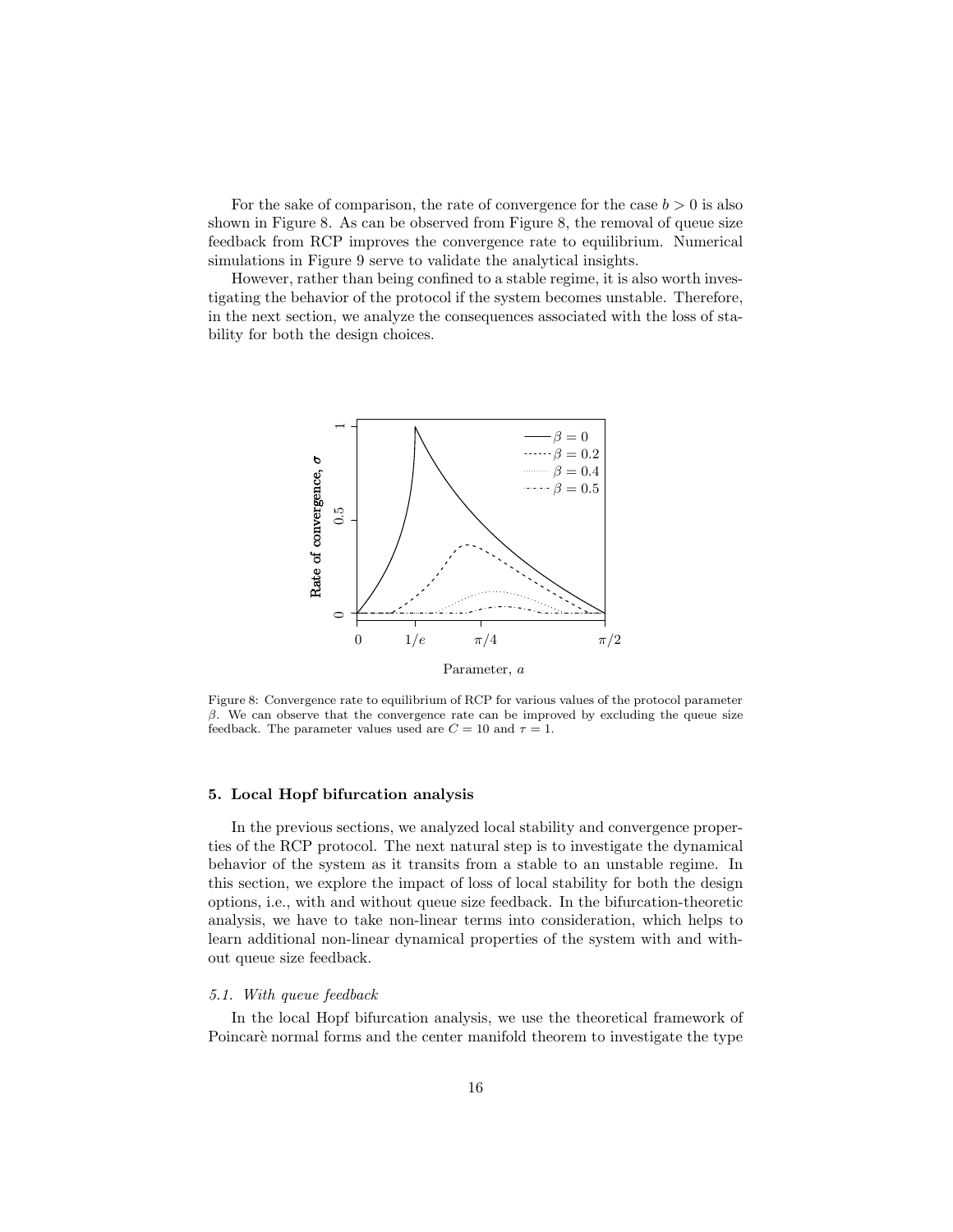For the sake of comparison, the rate of convergence for the case $b > 0$ is also shown in Figure 8. As can be observed from Figure 8, the removal of queue size feedback from RCP improves the convergence rate to equilibrium. Numerical simulations in Figure 9 serve to validate the analytical insights.

However, rather than being confined to a stable regime, it is also worth investigating the behavior of the protocol if the system becomes unstable. Therefore, in the next section, we analyze the consequences associated with the loss of stability for both the design choices.

Figure 8: Convergence rate to equilibrium of RCP for various values of the protocol parameter $\beta$. We can observe that the convergence rate can be improved by excluding the queue size feedback. The parameter values used are $C = 10$ and $\tau = 1$.

## 5. Local Hopf bifurcation analysis

In the previous sections, we analyzed local stability and convergence properties of the RCP protocol. The next natural step is to investigate the dynamical behavior of the system as it transits from a stable to an unstable regime. In this section, we explore the impact of loss of local stability for both the design options, i.e., with and without queue size feedback. In the bifurcation-theoretic analysis, we have to take non-linear terms into consideration, which helps to learn additional non-linear dynamical properties of the system with and without queue size feedback.

### *5.1. With queue feedback*

In the local Hopf bifurcation analysis, we use the theoretical framework of Poincarè normal forms and the center manifold theorem to investigate the type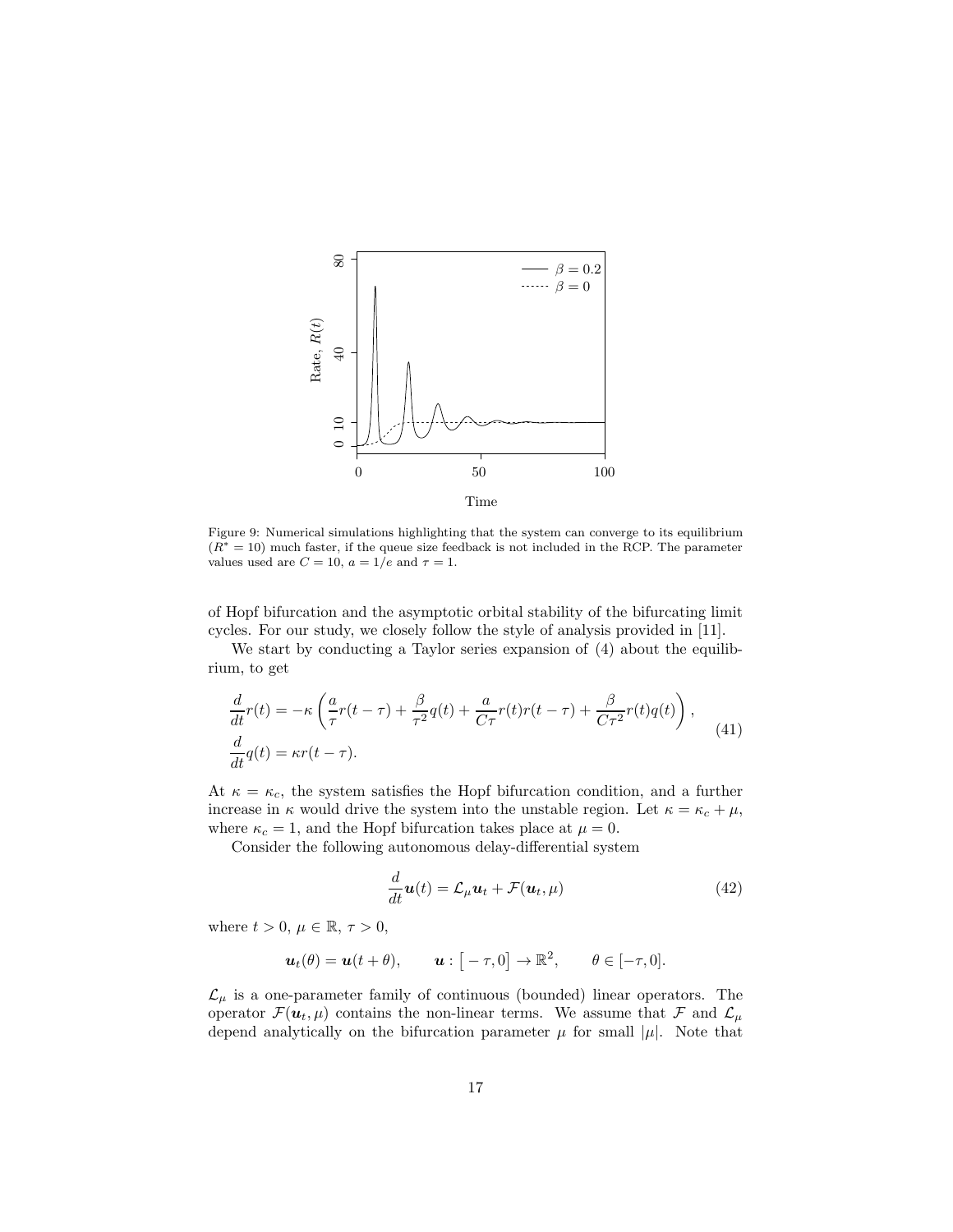Figure 9: Numerical simulations highlighting that the system can converge to its equilibrium ($R^* = 10$) much faster, if the queue size feedback is not included in the RCP. The parameter values used are $C = 10$, $a = 1/e$ and $\tau = 1$.

of Hopf bifurcation and the asymptotic orbital stability of the bifurcating limit cycles. For our study, we closely follow the style of analysis provided in [11].

We start by conducting a Taylor series expansion of (4) about the equilibrium, to get

$$
\begin{aligned}
\frac{d}{dt}r(t) &= -\kappa\left(\frac{a}{\tau}r(t-\tau) + \frac{\beta}{\tau^2}q(t) + \frac{a}{C\tau}r(t)r(t-\tau) + \frac{\beta}{C\tau^2}r(t)q(t)\right), \\
\frac{d}{dt}q(t) &= \kappa r(t-\tau).
\end{aligned}
\tag{41}
$$

At $\kappa = \kappa_c$, the system satisfies the Hopf bifurcation condition, and a further increase in $\kappa$ would drive the system into the unstable region. Let $\kappa = \kappa_c + \mu$, where $\kappa_c = 1$, and the Hopf bifurcation takes place at $\mu = 0$.

Consider the following autonomous delay-differential system

$$
\frac{d}{dt}\boldsymbol{u}(t) = \mathcal{L}_\mu \boldsymbol{u}_t + \mathcal{F}(\boldsymbol{u}_t, \mu) \tag{42}
$$

where $t > 0$, $\mu \in \mathbb{R}$, $\tau > 0$,

$$
\boldsymbol{u}_t(\theta) = \boldsymbol{u}(t+\theta), \qquad \boldsymbol{u} : \big[-\tau, 0\big] \to \mathbb{R}^2, \qquad \theta \in [-\tau, 0].
$$

$\mathcal{L}_\mu$ is a one-parameter family of continuous (bounded) linear operators. The operator $\mathcal{F}(\boldsymbol{u}_t, \mu)$ contains the non-linear terms. We assume that $\mathcal{F}$ and $\mathcal{L}_\mu$ depend analytically on the bifurcation parameter $\mu$ for small $|\mu|$. Note that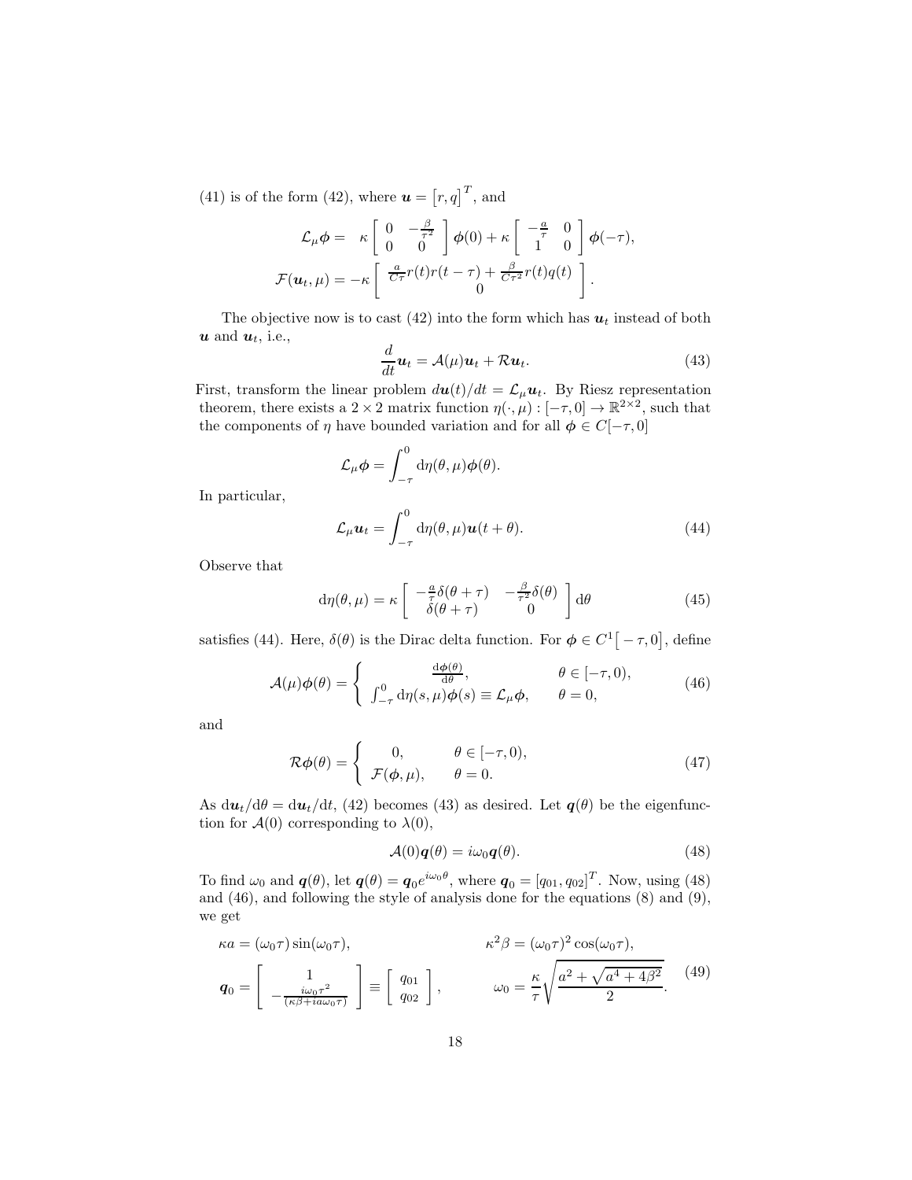(41) is of the form (42), where $\boldsymbol{u} = \left[r, q\right]^T$, and

$$
\begin{aligned}
\mathcal{L}_\mu \boldsymbol{\phi} = &\quad \kappa \begin{bmatrix} 0 & -\frac{\beta}{\tau^2} \\ 0 & 0 \end{bmatrix} \boldsymbol{\phi}(0) + \kappa \begin{bmatrix} -\frac{a}{\tau} & 0 \\ 1 & 0 \end{bmatrix} \boldsymbol{\phi}(-\tau), \\
\mathcal{F}(\boldsymbol{u}_t, \mu) = & -\kappa \begin{bmatrix} \frac{a}{C\tau} r(t) r(t-\tau) + \frac{\beta}{C\tau^2} r(t) q(t) \\ 0 \end{bmatrix}.
\end{aligned}
$$

The objective now is to cast (42) into the form which has $\boldsymbol{u}_t$ instead of both $\boldsymbol{u}$ and $\boldsymbol{u}_t$, i.e.,

$$
\frac{d}{dt}\boldsymbol{u}_t = \mathcal{A}(\mu)\boldsymbol{u}_t + \mathcal{R}\boldsymbol{u}_t. \tag{43}
$$

First, transform the linear problem $d\boldsymbol{u}(t)/dt = \mathcal{L}_\mu \boldsymbol{u}_t$. By Riesz representation theorem, there exists a $2 \times 2$ matrix function $\eta(\cdot, \mu) : [-\tau, 0] \to \mathbb{R}^{2\times 2}$, such that the components of $\eta$ have bounded variation and for all $\boldsymbol{\phi} \in C[-\tau, 0]$

$$
\mathcal{L}_\mu \boldsymbol{\phi} = \int_{-\tau}^{0} \mathrm{d}\eta(\theta, \mu)\boldsymbol{\phi}(\theta).
$$

In particular,

$$
\mathcal{L}_\mu \boldsymbol{u}_t = \int_{-\tau}^{0} \mathrm{d}\eta(\theta, \mu)\boldsymbol{u}(t+\theta). \tag{44}
$$

Observe that

$$
\mathrm{d}\eta(\theta, \mu) = \kappa \begin{bmatrix} -\frac{a}{\tau}\delta(\theta+\tau) & -\frac{\beta}{\tau^2}\delta(\theta) \\ \delta(\theta+\tau) & 0 \end{bmatrix} \mathrm{d}\theta \tag{45}
$$

satisfies (44). Here, $\delta(\theta)$ is the Dirac delta function. For $\boldsymbol{\phi} \in C^1\big[-\tau, 0\big]$, define

$$
\mathcal{A}(\mu)\boldsymbol{\phi}(\theta) = \begin{cases} \frac{\mathrm{d}\boldsymbol{\phi}(\theta)}{\mathrm{d}\theta}, & \theta \in [-\tau, 0), \\ \int_{-\tau}^{0} \mathrm{d}\eta(s, \mu)\boldsymbol{\phi}(s) \equiv \mathcal{L}_\mu \boldsymbol{\phi}, & \theta = 0, \end{cases} \tag{46}
$$

and

$$
\mathcal{R}\boldsymbol{\phi}(\theta) = \begin{cases} 0, & \theta \in [-\tau, 0), \\ \mathcal{F}(\boldsymbol{\phi}, \mu), & \theta = 0. \end{cases} \tag{47}
$$

As $\mathrm{d}\boldsymbol{u}_t/\mathrm{d}\theta = \mathrm{d}\boldsymbol{u}_t/\mathrm{d}t$, (42) becomes (43) as desired. Let $\boldsymbol{q}(\theta)$ be the eigenfunction for $\mathcal{A}(0)$ corresponding to $\lambda(0)$,

$$
\mathcal{A}(0)\boldsymbol{q}(\theta) = i\omega_0 \boldsymbol{q}(\theta). \tag{48}
$$

To find $\omega_0$ and $\boldsymbol{q}(\theta)$, let $\boldsymbol{q}(\theta) = \boldsymbol{q}_0 e^{i\omega_0\theta}$, where $\boldsymbol{q}_0 = [q_{01}, q_{02}]^T$. Now, using (48) and (46), and following the style of analysis done for the equations (8) and (9), we get

$$
\begin{aligned}
&\kappa a = (\omega_0\tau)\sin(\omega_0\tau), && \kappa^2\beta = (\omega_0\tau)^2\cos(\omega_0\tau), \\
&\boldsymbol{q}_0 = \begin{bmatrix} 1 \\ -\frac{i\omega_0\tau^2}{(\kappa\beta + ia\omega_0\tau)} \end{bmatrix} \equiv \begin{bmatrix} q_{01} \\ q_{02} \end{bmatrix}, && \omega_0 = \frac{\kappa}{\tau}\sqrt{\frac{a^2 + \sqrt{a^4 + 4\beta^2}}{2}}.
\end{aligned} \tag{49}
$$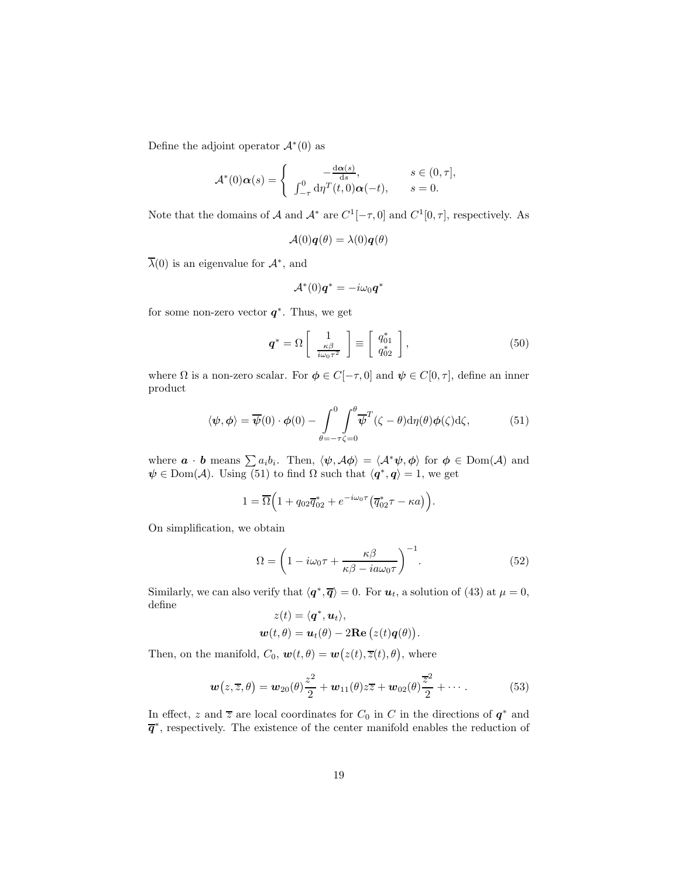Define the adjoint operator $\mathcal{A}^*(0)$ as

$$
\mathcal{A}^*(0)\boldsymbol{\alpha}(s) = \begin{cases} -\frac{\mathrm{d}\boldsymbol{\alpha}(s)}{\mathrm{d}s}, & s \in (0, \tau], \\ \int_{-\tau}^{0} \mathrm{d}\eta^T(t,0)\boldsymbol{\alpha}(-t), & s = 0. \end{cases}
$$

Note that the domains of $\mathcal{A}$ and $\mathcal{A}^*$ are $C^1[-\tau, 0]$ and $C^1[0, \tau]$, respectively. As

$$
\mathcal{A}(0)\boldsymbol{q}(\theta) = \lambda(0)\boldsymbol{q}(\theta)
$$

$\overline{\lambda}(0)$ is an eigenvalue for $\mathcal{A}^*$, and

$$
\mathcal{A}^*(0)\boldsymbol{q}^* = -i\omega_0 \boldsymbol{q}^*
$$

for some non-zero vector $\boldsymbol{q}^*$. Thus, we get

$$
\boldsymbol{q}^* = \Omega \begin{bmatrix} 1 \\ \frac{\kappa\beta}{i\omega_0\tau^2} \end{bmatrix} \equiv \begin{bmatrix} q_{01}^* \\ q_{02}^* \end{bmatrix}, \tag{50}
$$

where $\Omega$ is a non-zero scalar. For $\boldsymbol{\phi} \in C[-\tau, 0]$ and $\boldsymbol{\psi} \in C[0, \tau]$, define an inner product

$$
\langle \boldsymbol{\psi}, \boldsymbol{\phi} \rangle = \overline{\boldsymbol{\psi}}(0) \cdot \boldsymbol{\phi}(0) - \int_{\theta=-\tau}^{0} \int_{\zeta=0}^{\theta} \overline{\boldsymbol{\psi}}^T(\zeta - \theta) \mathrm{d}\eta(\theta) \boldsymbol{\phi}(\zeta) \mathrm{d}\zeta, \tag{51}
$$

where $\boldsymbol{a} \cdot \boldsymbol{b}$ means $\sum a_i b_i$. Then, $\langle \boldsymbol{\psi}, \mathcal{A}\boldsymbol{\phi} \rangle = \langle \mathcal{A}^*\boldsymbol{\psi}, \boldsymbol{\phi} \rangle$ for $\boldsymbol{\phi} \in \mathrm{Dom}(\mathcal{A})$ and $\boldsymbol{\psi} \in \mathrm{Dom}(\mathcal{A})$. Using (51) to find $\Omega$ such that $\langle \boldsymbol{q}^*, \boldsymbol{q} \rangle = 1$, we get

$$
1 = \overline{\Omega}\Big(1 + q_{02}\overline{q}_{02}^* + e^{-i\omega_0\tau}\big(\overline{q}_{02}^*\tau - \kappa a\big)\Big).
$$

On simplification, we obtain

$$
\Omega = \left(1 - i\omega_0\tau + \frac{\kappa\beta}{\kappa\beta - ia\omega_0\tau}\right)^{-1}. \tag{52}
$$

Similarly, we can also verify that $\langle \boldsymbol{q}^*, \overline{\boldsymbol{q}} \rangle = 0$. For $\boldsymbol{u}_t$, a solution of (43) at $\mu = 0$, define

$$
z(t) = \langle \boldsymbol{q}^*, \boldsymbol{u}_t \rangle,
$$
$$
\boldsymbol{w}(t, \theta) = \boldsymbol{u}_t(\theta) - 2\mathbf{Re}\,\big(z(t)\boldsymbol{q}(\theta)\big).
$$

Then, on the manifold, $C_0$, $\boldsymbol{w}(t,\theta) = \boldsymbol{w}\big(z(t), \overline{z}(t), \theta\big)$, where

$$
\boldsymbol{w}\big(z, \overline{z}, \theta\big) = \boldsymbol{w}_{20}(\theta)\frac{z^2}{2} + \boldsymbol{w}_{11}(\theta) z\overline{z} + \boldsymbol{w}_{02}(\theta)\frac{\overline{z}^2}{2} + \cdots. \tag{53}
$$

In effect, $z$ and $\overline{z}$ are local coordinates for $C_0$ in $C$ in the directions of $\boldsymbol{q}^*$ and $\overline{\boldsymbol{q}}^*$, respectively. The existence of the center manifold enables the reduction of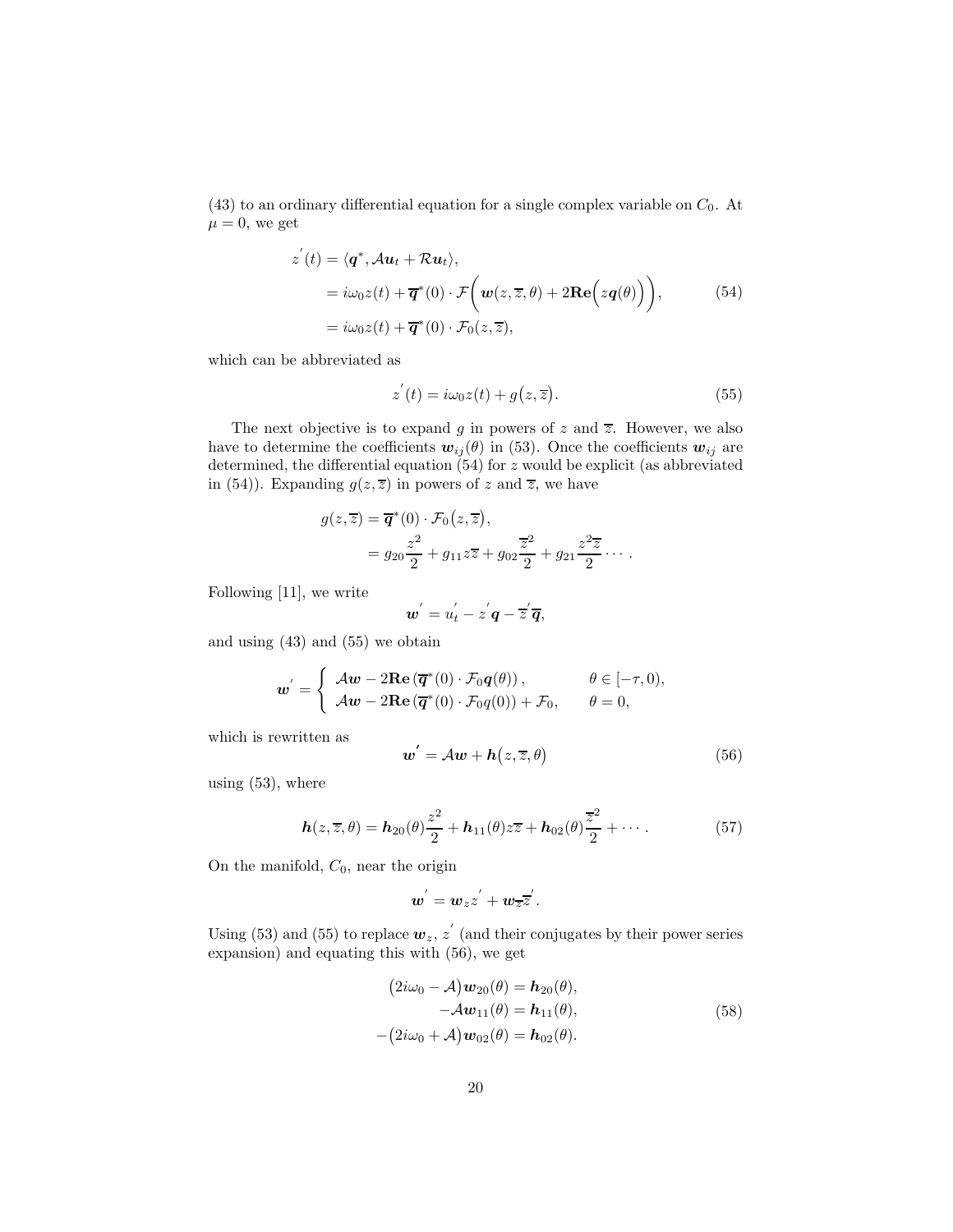(43) to an ordinary differential equation for a single complex variable on $C_0$. At $\mu = 0$, we get

$$
\begin{aligned}
z^{'}(t) &= \langle \boldsymbol{q}^*, \mathcal{A}\boldsymbol{u}_t + \mathcal{R}\boldsymbol{u}_t \rangle, \\
&= i\omega_0 z(t) + \overline{\boldsymbol{q}}^*(0) \cdot \mathcal{F}\Big( \boldsymbol{w}(z, \overline{z}, \theta) + 2\mathbf{Re}\Big( z\boldsymbol{q}(\theta) \Big) \Big), \\
&= i\omega_0 z(t) + \overline{\boldsymbol{q}}^*(0) \cdot \mathcal{F}_0(z, \overline{z}),
\end{aligned}
\tag{54}
$$

which can be abbreviated as

$$
z^{'}(t) = i\omega_0 z(t) + g\big(z, \overline{z}\big). \tag{55}
$$

The next objective is to expand $g$ in powers of $z$ and $\overline{z}$. However, we also have to determine the coefficients $\boldsymbol{w}_{ij}(\theta)$ in (53). Once the coefficients $\boldsymbol{w}_{ij}$ are determined, the differential equation (54) for $z$ would be explicit (as abbreviated in (54)). Expanding $g(z, \overline{z})$ in powers of $z$ and $\overline{z}$, we have

$$
\begin{aligned}
g(z, \overline{z}) &= \overline{\boldsymbol{q}}^*(0) \cdot \mathcal{F}_0\big(z, \overline{z}\big), \\
&= g_{20}\frac{z^2}{2} + g_{11} z\overline{z} + g_{02}\frac{\overline{z}^2}{2} + g_{21}\frac{z^2\overline{z}}{2} \cdots .
\end{aligned}
$$

Following [11], we write

$$
\boldsymbol{w}^{'} = u_t^{'} - z^{'}\boldsymbol{q} - \overline{z}^{'}\overline{\boldsymbol{q}},
$$

and using (43) and (55) we obtain

$$
\boldsymbol{w}^{'} = \begin{cases} \mathcal{A}\boldsymbol{w} - 2\mathbf{Re}\left(\overline{\boldsymbol{q}}^*(0) \cdot \mathcal{F}_0 \boldsymbol{q}(\theta)\right), & \theta \in [-\tau, 0), \\ \mathcal{A}\boldsymbol{w} - 2\mathbf{Re}\left(\overline{\boldsymbol{q}}^*(0) \cdot \mathcal{F}_0 q(0)\right) + \mathcal{F}_0, & \theta = 0, \end{cases}
$$

which is rewritten as

$$
\boldsymbol{w}^{'} = \mathcal{A}\boldsymbol{w} + \boldsymbol{h}\big(z, \overline{z}, \theta\big) \tag{56}
$$

using (53), where

$$
\boldsymbol{h}(z, \overline{z}, \theta) = \boldsymbol{h}_{20}(\theta)\frac{z^2}{2} + \boldsymbol{h}_{11}(\theta) z\overline{z} + \boldsymbol{h}_{02}(\theta)\frac{\overline{z}^2}{2} + \cdots . \tag{57}
$$

On the manifold, $C_0$, near the origin

$$
\boldsymbol{w}^{'} = \boldsymbol{w}_z z^{'} + \boldsymbol{w}_{\overline{z}}\overline{z}^{'}.
$$

Using (53) and (55) to replace $\boldsymbol{w}_z$, $z^{'}$ (and their conjugates by their power series expansion) and equating this with (56), we get

$$
\begin{aligned}
\big(2i\omega_0 - \mathcal{A}\big)\boldsymbol{w}_{20}(\theta) &= \boldsymbol{h}_{20}(\theta), \\
-\mathcal{A}\boldsymbol{w}_{11}(\theta) &= \boldsymbol{h}_{11}(\theta), \\
-\big(2i\omega_0 + \mathcal{A}\big)\boldsymbol{w}_{02}(\theta) &= \boldsymbol{h}_{02}(\theta).
\end{aligned}
\tag{58}
$$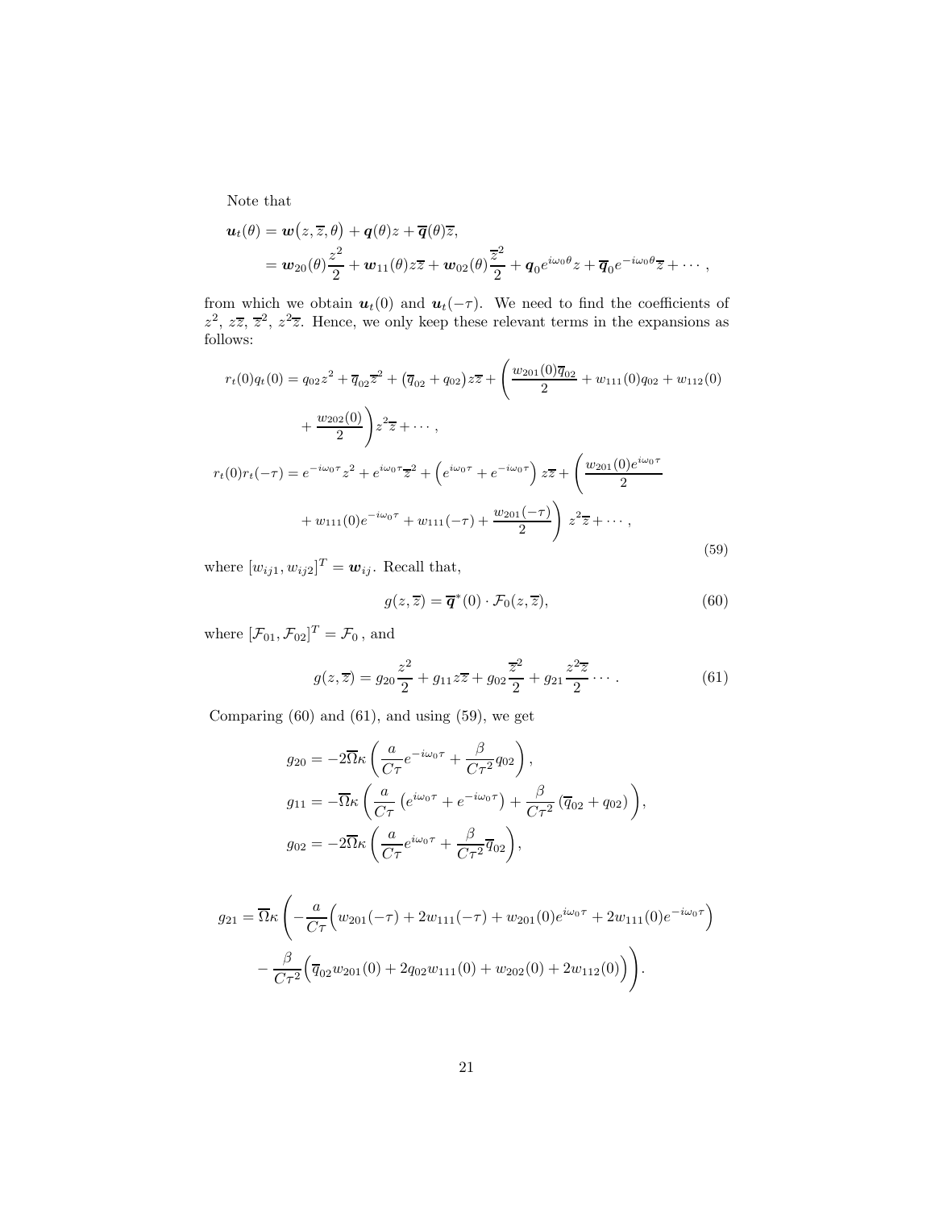Note that

$$
\begin{aligned}
\boldsymbol{u}_t(\theta) &= \boldsymbol{w}\big(z,\overline{z},\theta\big) + \boldsymbol{q}(\theta)z + \overline{\boldsymbol{q}}(\theta)\overline{z}, \\
&= \boldsymbol{w}_{20}(\theta)\frac{z^2}{2} + \boldsymbol{w}_{11}(\theta)z\overline{z} + \boldsymbol{w}_{02}(\theta)\frac{\overline{z}^2}{2} + \boldsymbol{q}_0 e^{i\omega_0\theta}z + \overline{\boldsymbol{q}}_0 e^{-i\omega_0\theta}\overline{z} + \cdots,
\end{aligned}
$$

from which we obtain $\boldsymbol{u}_t(0)$ and $\boldsymbol{u}_t(-\tau)$. We need to find the coefficients of $z^2$, $z\overline{z}$, $\overline{z}^2$, $z^2\overline{z}$. Hence, we only keep these relevant terms in the expansions as follows:

$$
\begin{aligned}
r_t(0)q_t(0) &= q_{02}z^2 + \overline{q}_{02}\overline{z}^2 + \big(\overline{q}_{02} + q_{02}\big)z\overline{z} + \left(\frac{w_{201}(0)\overline{q}_{02}}{2} + w_{111}(0)q_{02} + w_{112}(0)\right. \\
&\quad \left. + \frac{w_{202}(0)}{2}\right)z^2\overline{z} + \cdots, \\
r_t(0)r_t(-\tau) &= e^{-i\omega_0\tau}z^2 + e^{i\omega_0\tau}\overline{z}^2 + \left(e^{i\omega_0\tau} + e^{-i\omega_0\tau}\right)z\overline{z} + \left(\frac{w_{201}(0)e^{i\omega_0\tau}}{2}\right. \\
&\quad \left. + w_{111}(0)e^{-i\omega_0\tau} + w_{111}(-\tau) + \frac{w_{201}(-\tau)}{2}\right)z^2\overline{z} + \cdots,
\end{aligned}
\tag{59}
$$

where $[w_{ij1}, w_{ij2}]^T = \boldsymbol{w}_{ij}$. Recall that,

$$
g(z,\overline{z}) = \overline{\boldsymbol{q}}^*(0)\cdot\mathcal{F}_0(z,\overline{z}), \tag{60}
$$

where $[\mathcal{F}_{01}, \mathcal{F}_{02}]^T = \mathcal{F}_0$ , and

$$
g(z,\overline{z}) = g_{20}\frac{z^2}{2} + g_{11}z\overline{z} + g_{02}\frac{\overline{z}^2}{2} + g_{21}\frac{z^2\overline{z}}{2}\cdots. \tag{61}
$$

Comparing (60) and (61), and using (59), we get

$$
\begin{aligned}
g_{20} &= -2\overline{\Omega}\kappa\left(\frac{a}{C\tau}e^{-i\omega_0\tau} + \frac{\beta}{C\tau^2}q_{02}\right), \\
g_{11} &= -\overline{\Omega}\kappa\left(\frac{a}{C\tau}\left(e^{i\omega_0\tau} + e^{-i\omega_0\tau}\right) + \frac{\beta}{C\tau^2}\left(\overline{q}_{02} + q_{02}\right)\right), \\
g_{02} &= -2\overline{\Omega}\kappa\left(\frac{a}{C\tau}e^{i\omega_0\tau} + \frac{\beta}{C\tau^2}\overline{q}_{02}\right),
\end{aligned}
$$

$$
\begin{aligned}
g_{21} = \overline{\Omega}\kappa\Bigg(&-\frac{a}{C\tau}\Big(w_{201}(-\tau) + 2w_{111}(-\tau) + w_{201}(0)e^{i\omega_0\tau} + 2w_{111}(0)e^{-i\omega_0\tau}\Big) \\
&- \frac{\beta}{C\tau^2}\Big(\overline{q}_{02}w_{201}(0) + 2q_{02}w_{111}(0) + w_{202}(0) + 2w_{112}(0)\Big)\Bigg).
\end{aligned}
$$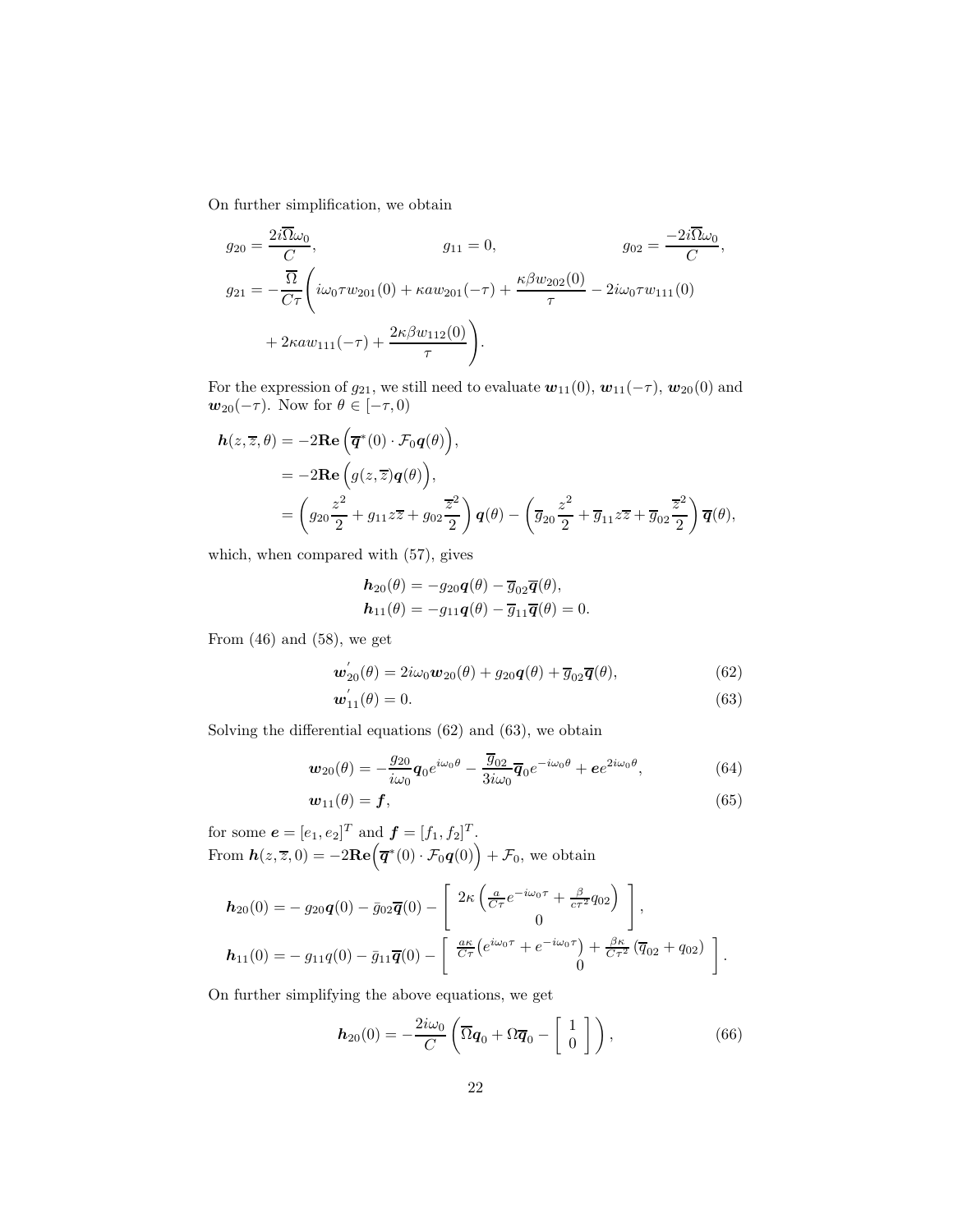On further simplification, we obtain

$$
\begin{aligned}
g_{20} &= \frac{2i\overline{\Omega}\omega_0}{C}, \qquad\qquad g_{11} = 0, \qquad\qquad g_{02} = \frac{-2i\overline{\Omega}\omega_0}{C},\\
g_{21} &= -\frac{\overline{\Omega}}{C\tau}\Bigg( i\omega_0\tau w_{201}(0) + \kappa a w_{201}(-\tau) + \frac{\kappa\beta w_{202}(0)}{\tau} - 2i\omega_0\tau w_{111}(0)\\
&\quad + 2\kappa a w_{111}(-\tau) + \frac{2\kappa\beta w_{112}(0)}{\tau}\Bigg).
\end{aligned}
$$

For the expression of $g_{21}$, we still need to evaluate $\boldsymbol{w}_{11}(0)$, $\boldsymbol{w}_{11}(-\tau)$, $\boldsymbol{w}_{20}(0)$ and $\boldsymbol{w}_{20}(-\tau)$. Now for $\theta \in [-\tau, 0)$

$$
\begin{aligned}
\boldsymbol{h}(z,\overline{z},\theta) &= -2\mathbf{Re}\left(\overline{\boldsymbol{q}}^*(0)\cdot \mathcal{F}_0\boldsymbol{q}(\theta)\right),\\
&= -2\mathbf{Re}\left(g(z,\overline{z})\boldsymbol{q}(\theta)\right),\\
&= \left(g_{20}\frac{z^2}{2} + g_{11}z\overline{z} + g_{02}\frac{\overline{z}^2}{2}\right)\boldsymbol{q}(\theta) - \left(\overline{g}_{20}\frac{z^2}{2} + \overline{g}_{11}z\overline{z} + \overline{g}_{02}\frac{\overline{z}^2}{2}\right)\overline{\boldsymbol{q}}(\theta),
\end{aligned}
$$

which, when compared with (57), gives

$$
\begin{aligned}
\boldsymbol{h}_{20}(\theta) &= -g_{20}\boldsymbol{q}(\theta) - \overline{g}_{02}\overline{\boldsymbol{q}}(\theta),\\
\boldsymbol{h}_{11}(\theta) &= -g_{11}\boldsymbol{q}(\theta) - \overline{g}_{11}\overline{\boldsymbol{q}}(\theta) = 0.
\end{aligned}
$$

From (46) and (58), we get

$$
\boldsymbol{w}_{20}^{'}(\theta) = 2i\omega_0\boldsymbol{w}_{20}(\theta) + g_{20}\boldsymbol{q}(\theta) + \overline{g}_{02}\overline{\boldsymbol{q}}(\theta), \tag{62}
$$

$$
\boldsymbol{w}_{11}^{'}(\theta) = 0. \tag{63}
$$

Solving the differential equations (62) and (63), we obtain

$$
\boldsymbol{w}_{20}(\theta) = -\frac{g_{20}}{i\omega_0}\boldsymbol{q}_0 e^{i\omega_0\theta} - \frac{\overline{g}_{02}}{3i\omega_0}\overline{\boldsymbol{q}}_0 e^{-i\omega_0\theta} + \boldsymbol{e}e^{2i\omega_0\theta}, \tag{64}
$$

$$
\boldsymbol{w}_{11}(\theta) = \boldsymbol{f}, \tag{65}
$$

for some $\boldsymbol{e} = [e_1, e_2]^T$ and $\boldsymbol{f} = [f_1, f_2]^T$.
From $\boldsymbol{h}(z,\overline{z},0) = -2\mathbf{Re}\left(\overline{\boldsymbol{q}}^*(0)\cdot\mathcal{F}_0\boldsymbol{q}(0)\right) + \mathcal{F}_0$, we obtain

$$
\begin{aligned}
\boldsymbol{h}_{20}(0) &= -g_{20}\boldsymbol{q}(0) - \bar{g}_{02}\overline{\boldsymbol{q}}(0) - \begin{bmatrix} 2\kappa\left(\frac{a}{C\tau}e^{-i\omega_0\tau} + \frac{\beta}{c\tau^2}q_{02}\right) \\ 0 \end{bmatrix},\\
\boldsymbol{h}_{11}(0) &= -g_{11}q(0) - \bar{g}_{11}\overline{\boldsymbol{q}}(0) - \begin{bmatrix} \frac{a\kappa}{C\tau}\left(e^{i\omega_0\tau} + e^{-i\omega_0\tau}\right) + \frac{\beta\kappa}{C\tau^2}\left(\overline{q}_{02} + q_{02}\right) \\ 0 \end{bmatrix}.
\end{aligned}
$$

On further simplifying the above equations, we get

$$
\boldsymbol{h}_{20}(0) = -\frac{2i\omega_0}{C}\left(\overline{\Omega}\boldsymbol{q}_0 + \Omega\overline{\boldsymbol{q}}_0 - \begin{bmatrix} 1 \\ 0 \end{bmatrix}\right), \tag{66}
$$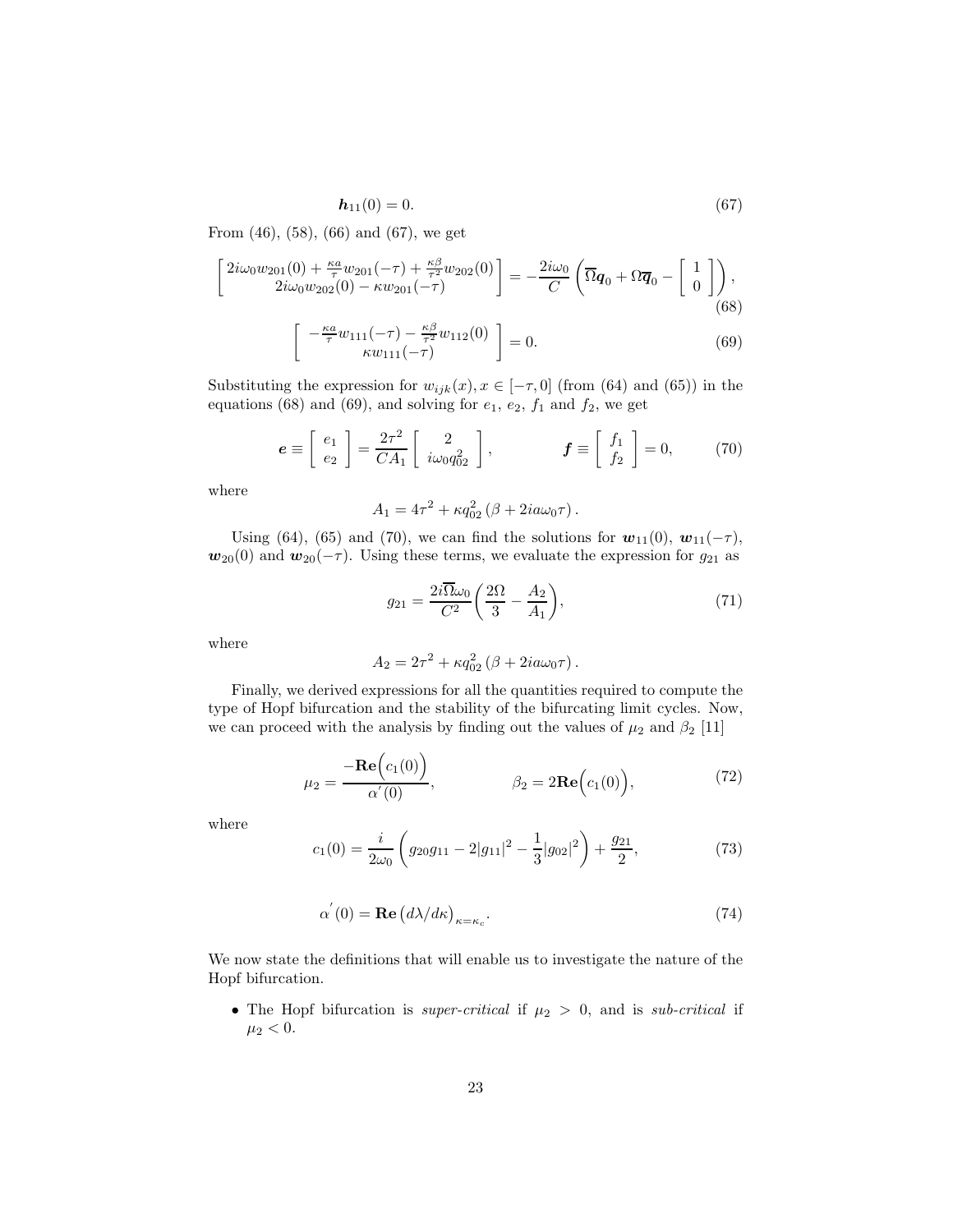$$\boldsymbol{h}_{11}(0) = 0. \tag{67}$$

From (46), (58), (66) and (67), we get

$$\begin{bmatrix} 2i\omega_0 w_{201}(0) + \frac{\kappa a}{\tau} w_{201}(-\tau) + \frac{\kappa \beta}{\tau^2} w_{202}(0) \\ 2i\omega_0 w_{202}(0) - \kappa w_{201}(-\tau) \end{bmatrix} = -\frac{2i\omega_0}{C} \left( \overline{\Omega} \boldsymbol{q}_0 + \Omega \overline{\boldsymbol{q}}_0 - \begin{bmatrix} 1 \\ 0 \end{bmatrix} \right), \tag{68}$$

$$\begin{bmatrix} -\frac{\kappa a}{\tau} w_{111}(-\tau) - \frac{\kappa \beta}{\tau^2} w_{112}(0) \\ \kappa w_{111}(-\tau) \end{bmatrix} = 0. \tag{69}$$

Substituting the expression for $w_{ijk}(x), x \in [-\tau, 0]$ (from (64) and (65)) in the equations (68) and (69), and solving for $e_1$, $e_2$, $f_1$ and $f_2$, we get

$$\boldsymbol{e} \equiv \begin{bmatrix} e_1 \\ e_2 \end{bmatrix} = \frac{2\tau^2}{CA_1} \begin{bmatrix} 2 \\ i\omega_0 q_{02}^2 \end{bmatrix}, \qquad \boldsymbol{f} \equiv \begin{bmatrix} f_1 \\ f_2 \end{bmatrix} = 0, \tag{70}$$

where

$$A_1 = 4\tau^2 + \kappa q_{02}^2 \left( \beta + 2ia\omega_0 \tau \right).$$

Using (64), (65) and (70), we can find the solutions for $\boldsymbol{w}_{11}(0)$, $\boldsymbol{w}_{11}(-\tau)$, $\boldsymbol{w}_{20}(0)$ and $\boldsymbol{w}_{20}(-\tau)$. Using these terms, we evaluate the expression for $g_{21}$ as

$$g_{21} = \frac{2i\overline{\Omega}\omega_0}{C^2} \left( \frac{2\Omega}{3} - \frac{A_2}{A_1} \right), \tag{71}$$

where

$$A_2 = 2\tau^2 + \kappa q_{02}^2 \left( \beta + 2ia\omega_0 \tau \right).$$

Finally, we derived expressions for all the quantities required to compute the type of Hopf bifurcation and the stability of the bifurcating limit cycles. Now, we can proceed with the analysis by finding out the values of $\mu_2$ and $\beta_2$ [11]

$$\mu_2 = \frac{-\mathbf{Re}\Big(c_1(0)\Big)}{\alpha^{'}(0)}, \qquad \beta_2 = 2\mathbf{Re}\Big(c_1(0)\Big), \tag{72}$$

where

$$c_1(0) = \frac{i}{2\omega_0} \left( g_{20} g_{11} - 2|g_{11}|^2 - \frac{1}{3}|g_{02}|^2 \right) + \frac{g_{21}}{2}, \tag{73}$$

$$\alpha^{'}(0) = \mathbf{Re} \left( d\lambda / d\kappa \right)_{\kappa = \kappa_c}. \tag{74}$$

We now state the definitions that will enable us to investigate the nature of the Hopf bifurcation.

- The Hopf bifurcation is *super-critical* if $\mu_2 > 0$, and is *sub-critical* if $\mu_2 < 0$.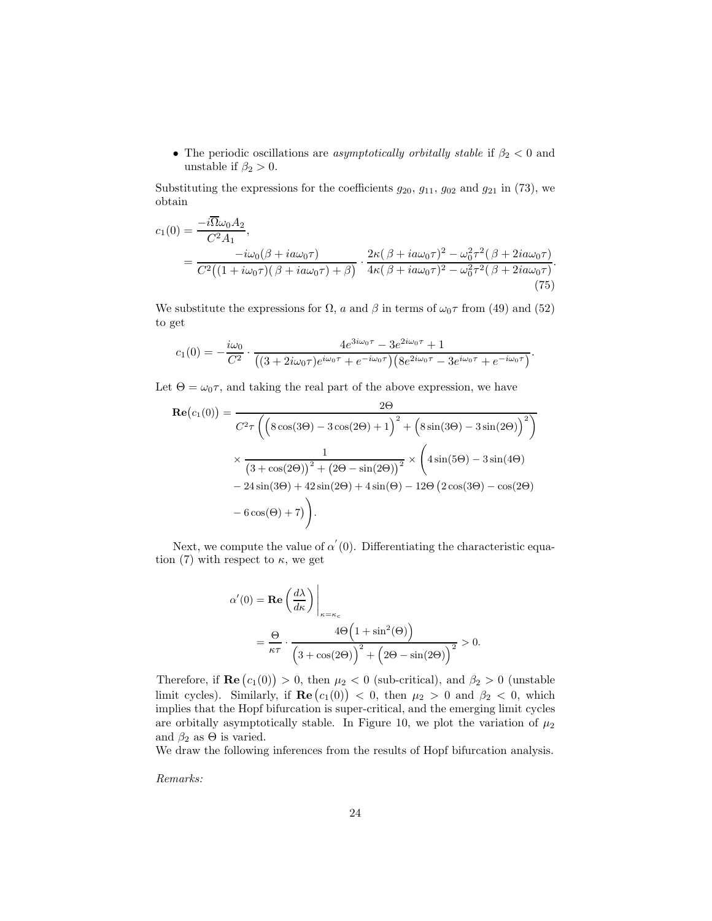- The periodic oscillations are *asymptotically orbitally stable* if $\beta_2 < 0$ and unstable if $\beta_2 > 0$.

Substituting the expressions for the coefficients $g_{20}$, $g_{11}$, $g_{02}$ and $g_{21}$ in (73), we obtain

$$
\begin{aligned}
c_1(0) &= \frac{-i\overline{\Omega}\omega_0 A_2}{C^2 A_1}, \\
&= \frac{-i\omega_0(\beta + ia\omega_0\tau)}{C^2\big((1+i\omega_0\tau)(\beta + ia\omega_0\tau) + \beta\big)} \cdot \frac{2\kappa(\beta + ia\omega_0\tau)^2 - \omega_0^2\tau^2(\beta + 2ia\omega_0\tau)}{4\kappa(\beta + ia\omega_0\tau)^2 - \omega_0^2\tau^2(\beta + 2ia\omega_0\tau)}.
\end{aligned} \tag{75}
$$

We substitute the expressions for $\Omega$, $a$ and $\beta$ in terms of $\omega_0\tau$ from (49) and (52) to get

$$
c_1(0) = -\frac{i\omega_0}{C^2} \cdot \frac{4e^{3i\omega_0\tau} - 3e^{2i\omega_0\tau} + 1}{\big((3+2i\omega_0\tau)e^{i\omega_0\tau} + e^{-i\omega_0\tau}\big)\big(8e^{2i\omega_0\tau} - 3e^{i\omega_0\tau} + e^{-i\omega_0\tau}\big)}.
$$

Let $\Theta = \omega_0\tau$, and taking the real part of the above expression, we have

$$
\begin{aligned}
\mathbf{Re}\big(c_1(0)\big) &= \frac{2\Theta}{C^2\tau\left(\Big(8\cos(3\Theta) - 3\cos(2\Theta) + 1\Big)^2 + \Big(8\sin(3\Theta) - 3\sin(2\Theta)\Big)^2\right)} \\
&\times \frac{1}{\big(3+\cos(2\Theta)\big)^2 + \big(2\Theta - \sin(2\Theta)\big)^2} \times \Bigg(4\sin(5\Theta) - 3\sin(4\Theta) \\
&- 24\sin(3\Theta) + 42\sin(2\Theta) + 4\sin(\Theta) - 12\Theta\big(2\cos(3\Theta) - \cos(2\Theta) \\
&- 6\cos(\Theta) + 7\big)\Bigg).
\end{aligned}
$$

Next, we compute the value of $\alpha'(0)$. Differentiating the characteristic equation (7) with respect to $\kappa$, we get

$$
\begin{aligned}
\alpha'(0) &= \mathbf{Re}\left(\frac{d\lambda}{d\kappa}\right)\Bigg|_{\kappa=\kappa_c} \\
&= \frac{\Theta}{\kappa\tau} \cdot \frac{4\Theta\Big(1+\sin^2(\Theta)\Big)}{\Big(3+\cos(2\Theta)\Big)^2 + \Big(2\Theta - \sin(2\Theta)\Big)^2} > 0.
\end{aligned}
$$

Therefore, if $\mathbf{Re}\big(c_1(0)\big) > 0$, then $\mu_2 < 0$ (sub-critical), and $\beta_2 > 0$ (unstable limit cycles). Similarly, if $\mathbf{Re}\big(c_1(0)\big) < 0$, then $\mu_2 > 0$ and $\beta_2 < 0$, which implies that the Hopf bifurcation is super-critical, and the emerging limit cycles are orbitally asymptotically stable. In Figure 10, we plot the variation of $\mu_2$ and $\beta_2$ as $\Theta$ is varied.

We draw the following inferences from the results of Hopf bifurcation analysis.

*Remarks:*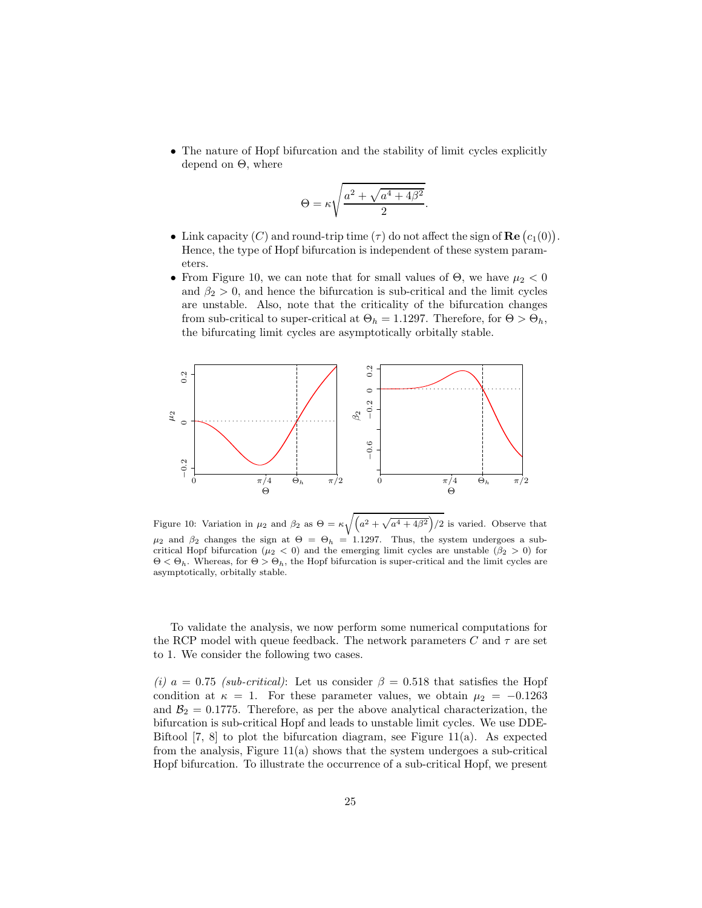- The nature of Hopf bifurcation and the stability of limit cycles explicitly depend on $\Theta$, where

$$\Theta = \kappa\sqrt{\frac{a^2 + \sqrt{a^4 + 4\beta^2}}{2}}.$$

- Link capacity ($C$) and round-trip time ($\tau$) do not affect the sign of $\mathbf{Re}\left(c_1(0)\right)$. Hence, the type of Hopf bifurcation is independent of these system parameters.
- From Figure 10, we can note that for small values of $\Theta$, we have $\mu_2 < 0$ and $\beta_2 > 0$, and hence the bifurcation is sub-critical and the limit cycles are unstable. Also, note that the criticality of the bifurcation changes from sub-critical to super-critical at $\Theta_h = 1.1297$. Therefore, for $\Theta > \Theta_h$, the bifurcating limit cycles are asymptotically orbitally stable.

Figure 10: Variation in $\mu_2$ and $\beta_2$ as $\Theta = \kappa\sqrt{\left(a^2 + \sqrt{a^4 + 4\beta^2}\right)/2}$ is varied. Observe that $\mu_2$ and $\beta_2$ changes the sign at $\Theta = \Theta_h = 1.1297$. Thus, the system undergoes a sub-critical Hopf bifurcation ($\mu_2 < 0$) and the emerging limit cycles are unstable ($\beta_2 > 0$) for $\Theta < \Theta_h$. Whereas, for $\Theta > \Theta_h$, the Hopf bifurcation is super-critical and the limit cycles are asymptotically, orbitally stable.

To validate the analysis, we now perform some numerical computations for the RCP model with queue feedback. The network parameters $C$ and $\tau$ are set to 1. We consider the following two cases.

*(i)* $a = 0.75$ *(sub-critical)*: Let us consider $\beta = 0.518$ that satisfies the Hopf condition at $\kappa = 1$. For these parameter values, we obtain $\mu_2 = -0.1263$ and $\mathcal{B}_2 = 0.1775$. Therefore, as per the above analytical characterization, the bifurcation is sub-critical Hopf and leads to unstable limit cycles. We use DDE-Biftool [7, 8] to plot the bifurcation diagram, see Figure 11(a). As expected from the analysis, Figure 11(a) shows that the system undergoes a sub-critical Hopf bifurcation. To illustrate the occurrence of a sub-critical Hopf, we present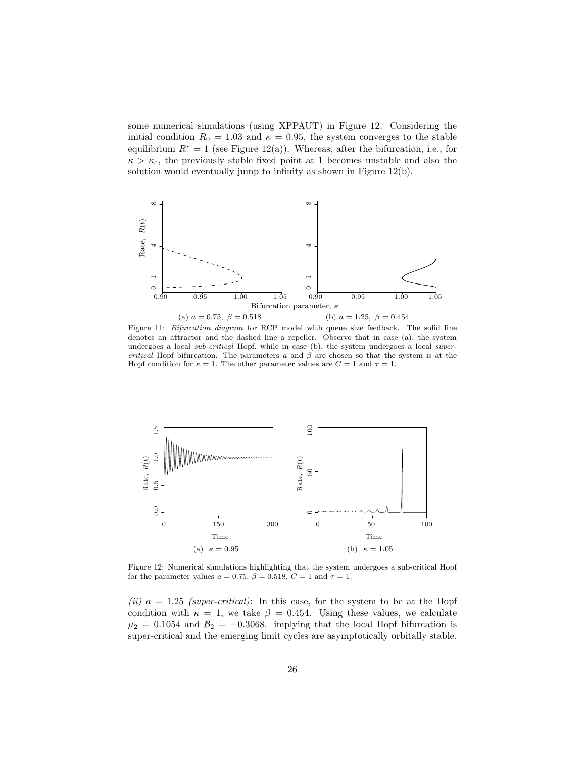some numerical simulations (using XPPAUT) in Figure 12. Considering the initial condition $R_0 = 1.03$ and $\kappa = 0.95$, the system converges to the stable equilibrium $R^* = 1$ (see Figure 12(a)). Whereas, after the bifurcation, i.e., for $\kappa > \kappa_c$, the previously stable fixed point at 1 becomes unstable and also the solution would eventually jump to infinity as shown in Figure 12(b).

(a) $a = 0.75,\ \beta = 0.518$ (b) $a = 1.25,\ \beta = 0.454$

Figure 11: *Bifurcation diagram* for RCP model with queue size feedback. The solid line denotes an attractor and the dashed line a repeller. Observe that in case (a), the system undergoes a local *sub-critical* Hopf, while in case (b), the system undergoes a local *super-critical* Hopf bifurcation. The parameters $a$ and $\beta$ are chosen so that the system is at the Hopf condition for $\kappa = 1$. The other parameter values are $C = 1$ and $\tau = 1$.

(a) $\kappa = 0.95$ (b) $\kappa = 1.05$

Figure 12: Numerical simulations highlighting that the system undergoes a sub-critical Hopf for the parameter values $a = 0.75$, $\beta = 0.518$, $C = 1$ and $\tau = 1$.

*(ii)* $a = 1.25$ *(super-critical)*: In this case, for the system to be at the Hopf condition with $\kappa = 1$, we take $\beta = 0.454$. Using these values, we calculate $\mu_2 = 0.1054$ and $\mathcal{B}_2 = -0.3068$. implying that the local Hopf bifurcation is super-critical and the emerging limit cycles are asymptotically orbitally stable.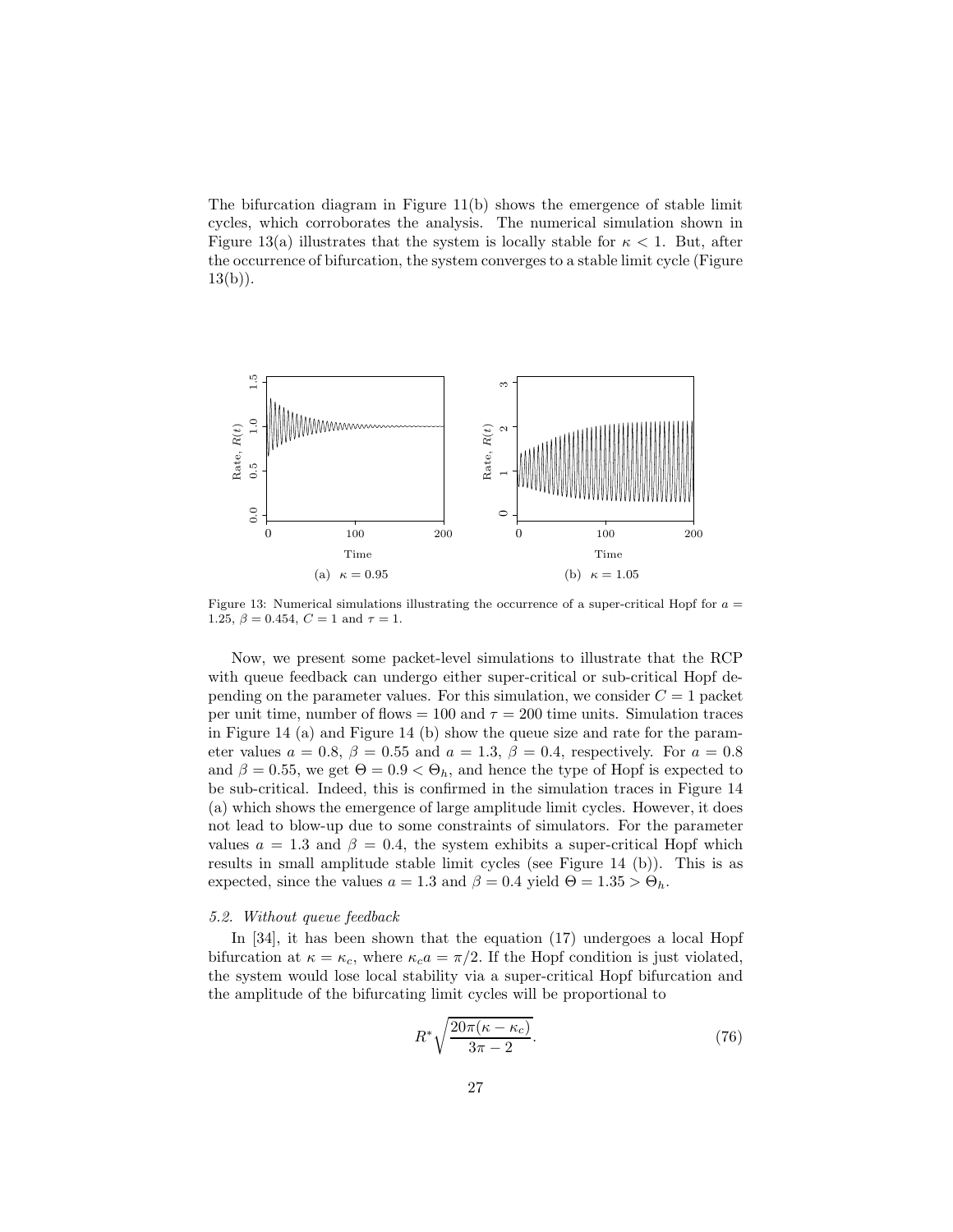The bifurcation diagram in Figure 11(b) shows the emergence of stable limit cycles, which corroborates the analysis. The numerical simulation shown in Figure 13(a) illustrates that the system is locally stable for $\kappa < 1$. But, after the occurrence of bifurcation, the system converges to a stable limit cycle (Figure 13(b)).

(a) $\kappa = 0.95$ (b) $\kappa = 1.05$

Figure 13: Numerical simulations illustrating the occurrence of a super-critical Hopf for $a = 1.25$, $\beta = 0.454$, $C = 1$ and $\tau = 1$.

Now, we present some packet-level simulations to illustrate that the RCP with queue feedback can undergo either super-critical or sub-critical Hopf depending on the parameter values. For this simulation, we consider $C = 1$ packet per unit time, number of flows = 100 and $\tau = 200$ time units. Simulation traces in Figure 14 (a) and Figure 14 (b) show the queue size and rate for the parameter values $a = 0.8$, $\beta = 0.55$ and $a = 1.3$, $\beta = 0.4$, respectively. For $a = 0.8$ and $\beta = 0.55$, we get $\Theta = 0.9 < \Theta_h$, and hence the type of Hopf is expected to be sub-critical. Indeed, this is confirmed in the simulation traces in Figure 14 (a) which shows the emergence of large amplitude limit cycles. However, it does not lead to blow-up due to some constraints of simulators. For the parameter values $a = 1.3$ and $\beta = 0.4$, the system exhibits a super-critical Hopf which results in small amplitude stable limit cycles (see Figure 14 (b)). This is as expected, since the values $a = 1.3$ and $\beta = 0.4$ yield $\Theta = 1.35 > \Theta_h$.

### *5.2. Without queue feedback*

In [34], it has been shown that the equation (17) undergoes a local Hopf bifurcation at $\kappa = \kappa_c$, where $\kappa_c a = \pi/2$. If the Hopf condition is just violated, the system would lose local stability via a super-critical Hopf bifurcation and the amplitude of the bifurcating limit cycles will be proportional to

$$R^* \sqrt{\frac{20\pi(\kappa - \kappa_c)}{3\pi - 2}}. \tag{76}$$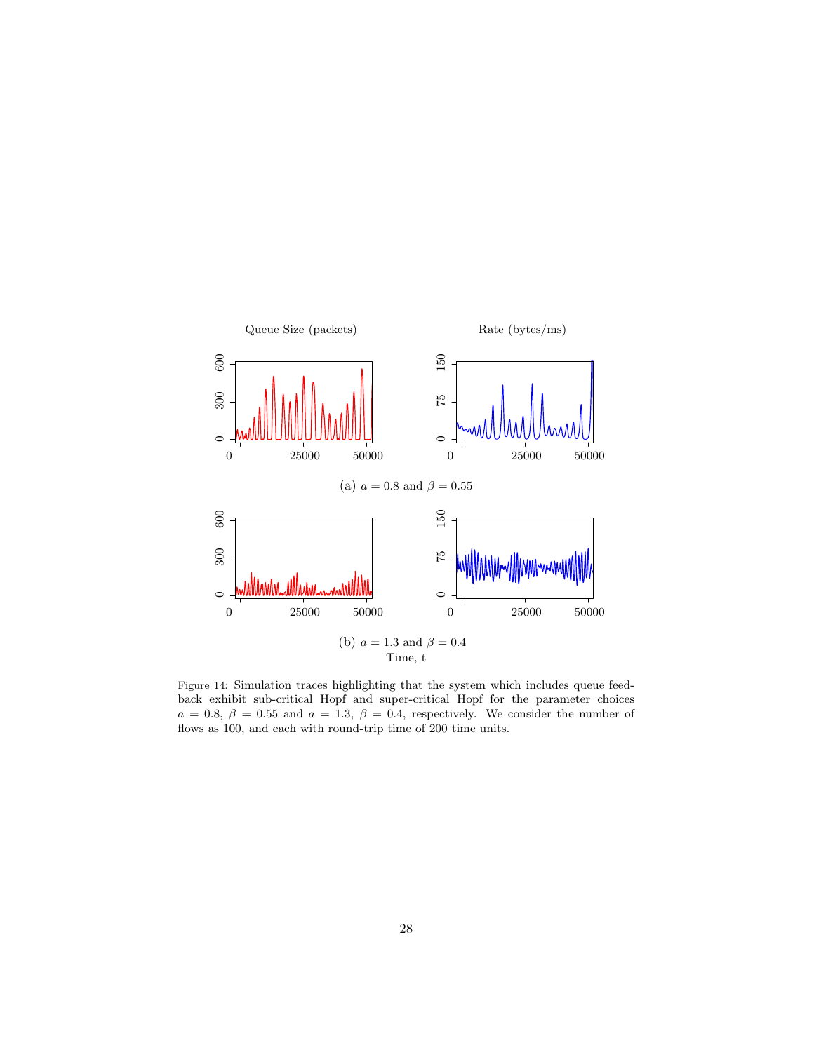Queue Size (packets)

Rate (bytes/ms)

(a) $a = 0.8$ and $\beta = 0.55$

(b) $a = 1.3$ and $\beta = 0.4$

Time, t

Figure 14: Simulation traces highlighting that the system which includes queue feedback exhibit sub-critical Hopf and super-critical Hopf for the parameter choices $a = 0.8$, $\beta = 0.55$ and $a = 1.3$, $\beta = 0.4$, respectively. We consider the number of flows as 100, and each with round-trip time of 200 time units.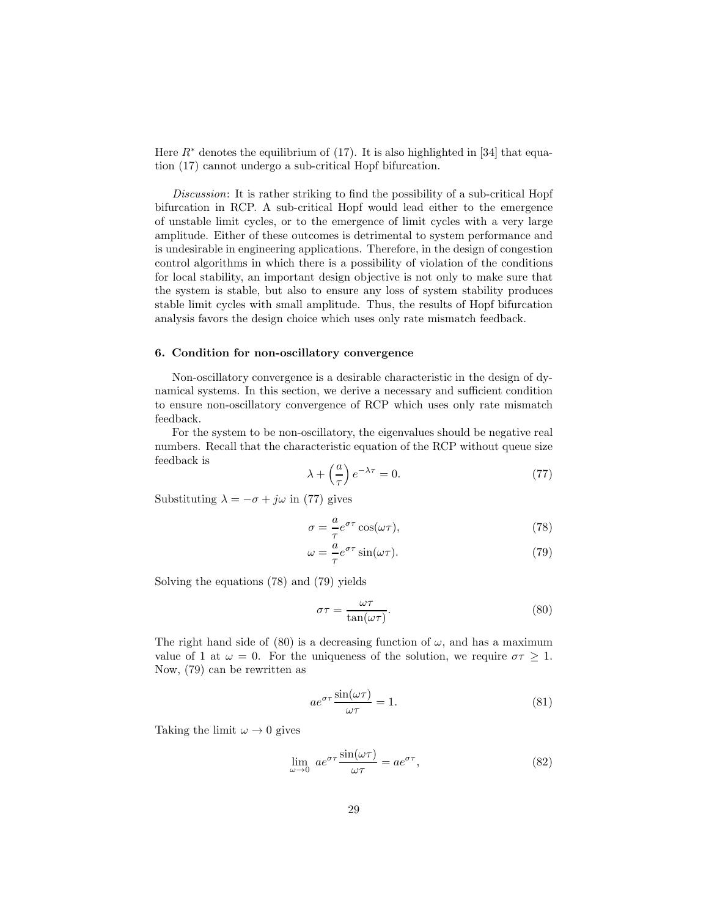Here $R^*$ denotes the equilibrium of (17). It is also highlighted in [34] that equation (17) cannot undergo a sub-critical Hopf bifurcation.

*Discussion*: It is rather striking to find the possibility of a sub-critical Hopf bifurcation in RCP. A sub-critical Hopf would lead either to the emergence of unstable limit cycles, or to the emergence of limit cycles with a very large amplitude. Either of these outcomes is detrimental to system performance and is undesirable in engineering applications. Therefore, in the design of congestion control algorithms in which there is a possibility of violation of the conditions for local stability, an important design objective is not only to make sure that the system is stable, but also to ensure any loss of system stability produces stable limit cycles with small amplitude. Thus, the results of Hopf bifurcation analysis favors the design choice which uses only rate mismatch feedback.

## 6. Condition for non-oscillatory convergence

Non-oscillatory convergence is a desirable characteristic in the design of dynamical systems. In this section, we derive a necessary and sufficient condition to ensure non-oscillatory convergence of RCP which uses only rate mismatch feedback.

For the system to be non-oscillatory, the eigenvalues should be negative real numbers. Recall that the characteristic equation of the RCP without queue size feedback is

$$\lambda + \left(\frac{a}{\tau}\right) e^{-\lambda\tau} = 0. \tag{77}$$

Substituting $\lambda = -\sigma + j\omega$ in (77) gives

$$\sigma = \frac{a}{\tau} e^{\sigma\tau} \cos(\omega\tau), \tag{78}$$

$$\omega = \frac{a}{\tau} e^{\sigma\tau} \sin(\omega\tau). \tag{79}$$

Solving the equations (78) and (79) yields

$$\sigma\tau = \frac{\omega\tau}{\tan(\omega\tau)}. \tag{80}$$

The right hand side of (80) is a decreasing function of $\omega$, and has a maximum value of 1 at $\omega = 0$. For the uniqueness of the solution, we require $\sigma\tau \geq 1$. Now, (79) can be rewritten as

$$a e^{\sigma\tau} \frac{\sin(\omega\tau)}{\omega\tau} = 1. \tag{81}$$

Taking the limit $\omega \to 0$ gives

$$\lim_{\omega \to 0} \ a e^{\sigma\tau} \frac{\sin(\omega\tau)}{\omega\tau} = a e^{\sigma\tau}, \tag{82}$$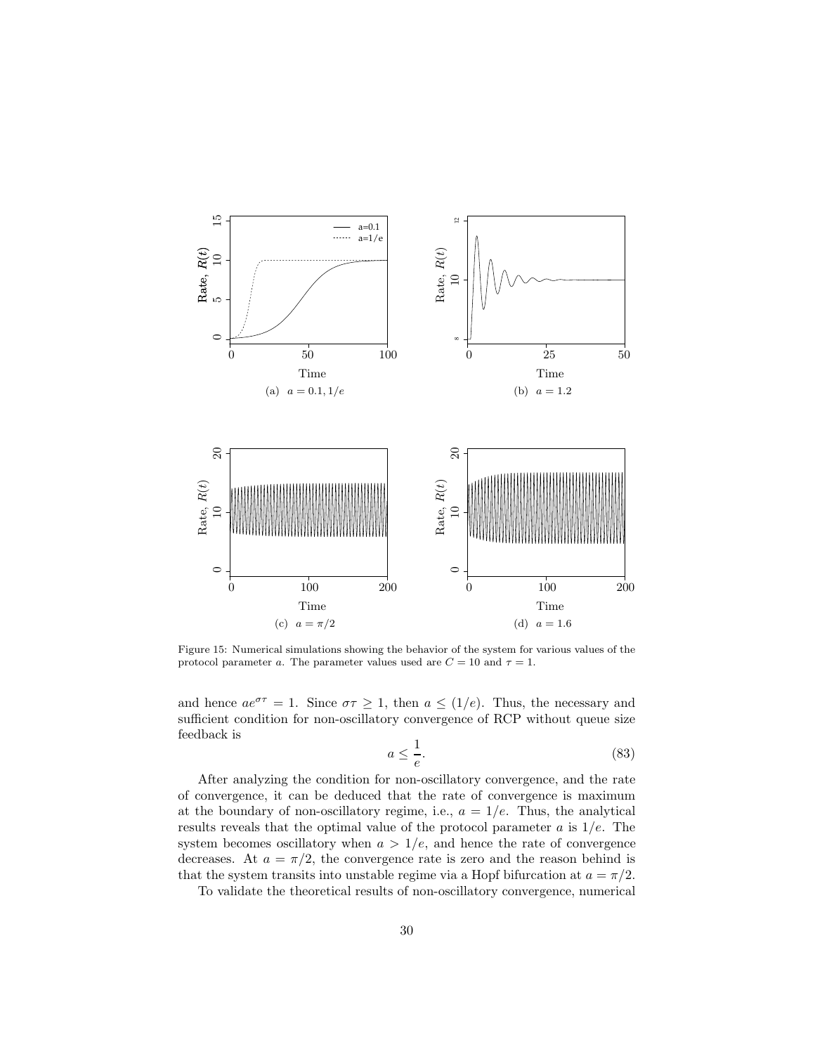Figure 15: Numerical simulations showing the behavior of the system for various values of the protocol parameter $a$. The parameter values used are $C = 10$ and $\tau = 1$.

(a) $a = 0.1, 1/e$

(b) $a = 1.2$

(c) $a = \pi/2$

(d) $a = 1.6$

and hence $ae^{\sigma\tau} = 1$. Since $\sigma\tau \geq 1$, then $a \leq (1/e)$. Thus, the necessary and sufficient condition for non-oscillatory convergence of RCP without queue size feedback is

$$a \leq \frac{1}{e}. \tag{83}$$

After analyzing the condition for non-oscillatory convergence, and the rate of convergence, it can be deduced that the rate of convergence is maximum at the boundary of non-oscillatory regime, i.e., $a = 1/e$. Thus, the analytical results reveals that the optimal value of the protocol parameter $a$ is $1/e$. The system becomes oscillatory when $a > 1/e$, and hence the rate of convergence decreases. At $a = \pi/2$, the convergence rate is zero and the reason behind is that the system transits into unstable regime via a Hopf bifurcation at $a = \pi/2$.

To validate the theoretical results of non-oscillatory convergence, numerical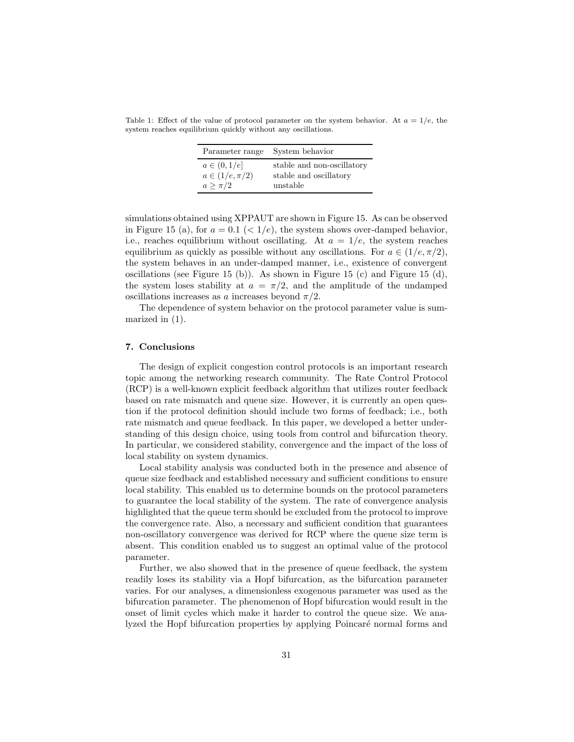Table 1: Effect of the value of protocol parameter on the system behavior. At $a = 1/e$, the system reaches equilibrium quickly without any oscillations.

| Parameter range | System behavior |
|---|---|
| $a \in (0, 1/e]$ | stable and non-oscillatory |
| $a \in (1/e, \pi/2)$ | stable and oscillatory |
| $a \geq \pi/2$ | unstable |

simulations obtained using XPPAUT are shown in Figure 15. As can be observed in Figure 15 (a), for $a = 0.1$ ($< 1/e$), the system shows over-damped behavior, i.e., reaches equilibrium without oscillating. At $a = 1/e$, the system reaches equilibrium as quickly as possible without any oscillations. For $a \in (1/e, \pi/2)$, the system behaves in an under-damped manner, i.e., existence of convergent oscillations (see Figure 15 (b)). As shown in Figure 15 (c) and Figure 15 (d), the system loses stability at $a = \pi/2$, and the amplitude of the undamped oscillations increases as $a$ increases beyond $\pi/2$.

The dependence of system behavior on the protocol parameter value is summarized in (1).

## 7. Conclusions

The design of explicit congestion control protocols is an important research topic among the networking research community. The Rate Control Protocol (RCP) is a well-known explicit feedback algorithm that utilizes router feedback based on rate mismatch and queue size. However, it is currently an open question if the protocol definition should include two forms of feedback; i.e., both rate mismatch and queue feedback. In this paper, we developed a better understanding of this design choice, using tools from control and bifurcation theory. In particular, we considered stability, convergence and the impact of the loss of local stability on system dynamics.

Local stability analysis was conducted both in the presence and absence of queue size feedback and established necessary and sufficient conditions to ensure local stability. This enabled us to determine bounds on the protocol parameters to guarantee the local stability of the system. The rate of convergence analysis highlighted that the queue term should be excluded from the protocol to improve the convergence rate. Also, a necessary and sufficient condition that guarantees non-oscillatory convergence was derived for RCP where the queue size term is absent. This condition enabled us to suggest an optimal value of the protocol parameter.

Further, we also showed that in the presence of queue feedback, the system readily loses its stability via a Hopf bifurcation, as the bifurcation parameter varies. For our analyses, a dimensionless exogenous parameter was used as the bifurcation parameter. The phenomenon of Hopf bifurcation would result in the onset of limit cycles which make it harder to control the queue size. We analyzed the Hopf bifurcation properties by applying Poincaré normal forms and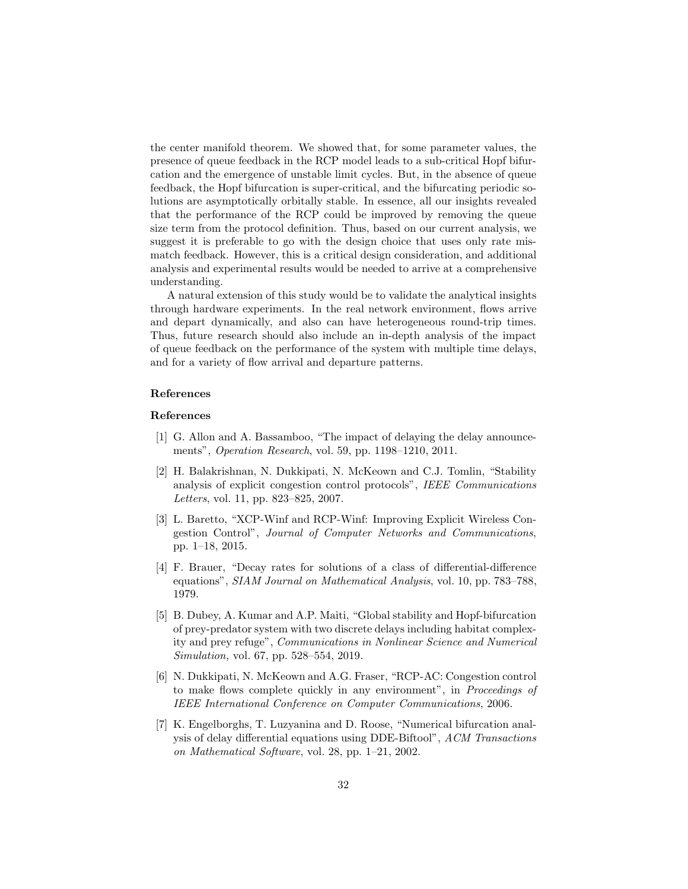the center manifold theorem. We showed that, for some parameter values, the presence of queue feedback in the RCP model leads to a sub-critical Hopf bifurcation and the emergence of unstable limit cycles. But, in the absence of queue feedback, the Hopf bifurcation is super-critical, and the bifurcating periodic solutions are asymptotically orbitally stable. In essence, all our insights revealed that the performance of the RCP could be improved by removing the queue size term from the protocol definition. Thus, based on our current analysis, we suggest it is preferable to go with the design choice that uses only rate mismatch feedback. However, this is a critical design consideration, and additional analysis and experimental results would be needed to arrive at a comprehensive understanding.

A natural extension of this study would be to validate the analytical insights through hardware experiments. In the real network environment, flows arrive and depart dynamically, and also can have heterogeneous round-trip times. Thus, future research should also include an in-depth analysis of the impact of queue feedback on the performance of the system with multiple time delays, and for a variety of flow arrival and departure patterns.

**References**

**References**

[1] G. Allon and A. Bassamboo, "The impact of delaying the delay announcements", *Operation Research*, vol. 59, pp. 1198–1210, 2011.

[2] H. Balakrishnan, N. Dukkipati, N. McKeown and C.J. Tomlin, "Stability analysis of explicit congestion control protocols", *IEEE Communications Letters*, vol. 11, pp. 823–825, 2007.

[3] L. Baretto, "XCP-Winf and RCP-Winf: Improving Explicit Wireless Congestion Control", *Journal of Computer Networks and Communications*, pp. 1–18, 2015.

[4] F. Brauer, "Decay rates for solutions of a class of differential-difference equations", *SIAM Journal on Mathematical Analysis*, vol. 10, pp. 783–788, 1979.

[5] B. Dubey, A. Kumar and A.P. Maiti, "Global stability and Hopf-bifurcation of prey-predator system with two discrete delays including habitat complexity and prey refuge", *Communications in Nonlinear Science and Numerical Simulation,* vol. 67, pp. 528–554, 2019.

[6] N. Dukkipati, N. McKeown and A.G. Fraser, "RCP-AC: Congestion control to make flows complete quickly in any environment", in *Proceedings of IEEE International Conference on Computer Communications*, 2006.

[7] K. Engelborghs, T. Luzyanina and D. Roose, "Numerical bifurcation analysis of delay differential equations using DDE-Biftool", *ACM Transactions on Mathematical Software*, vol. 28, pp. 1–21, 2002.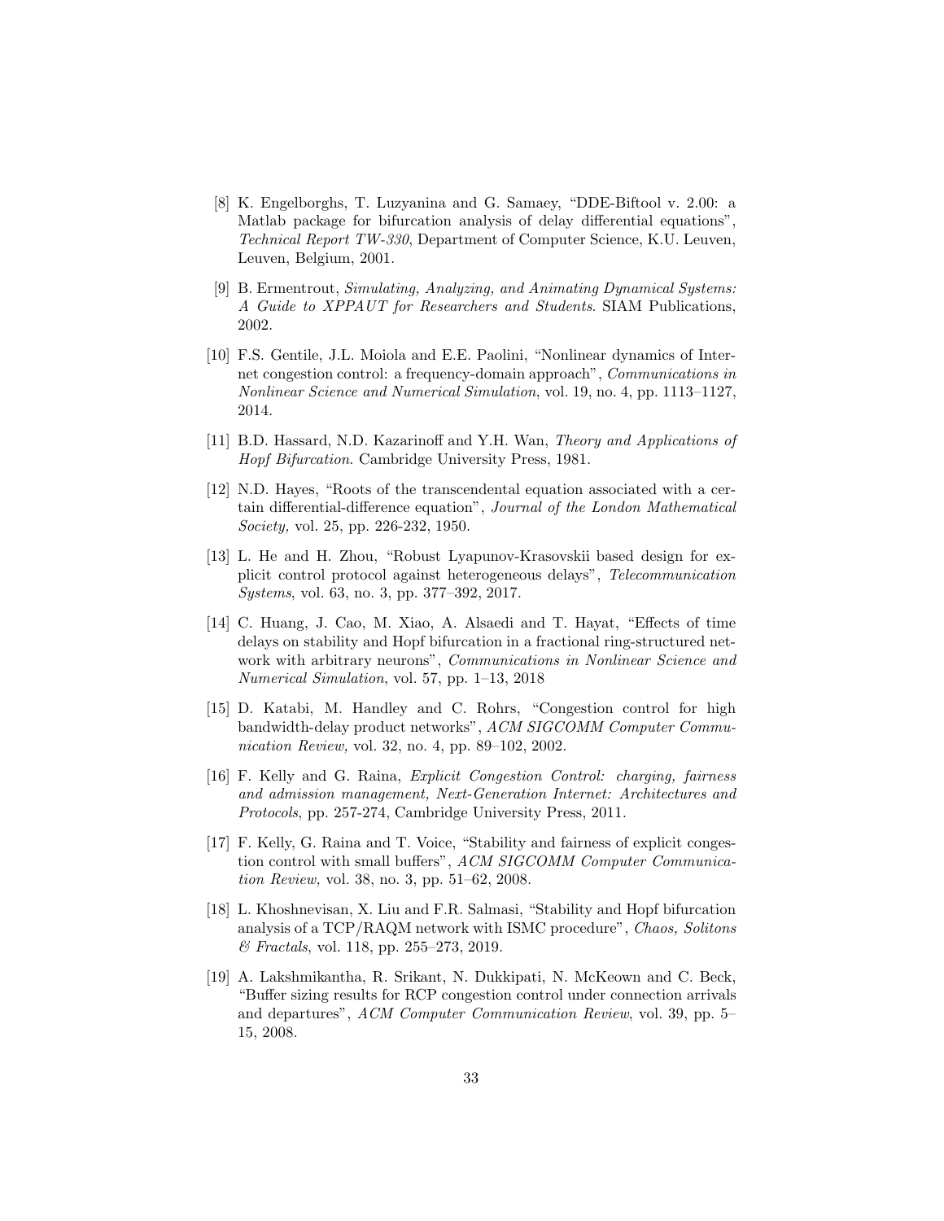[8] K. Engelborghs, T. Luzyanina and G. Samaey, "DDE-Biftool v. 2.00: a Matlab package for bifurcation analysis of delay differential equations", *Technical Report TW-330*, Department of Computer Science, K.U. Leuven, Leuven, Belgium, 2001.

[9] B. Ermentrout, *Simulating, Analyzing, and Animating Dynamical Systems: A Guide to XPPAUT for Researchers and Students*. SIAM Publications, 2002.

[10] F.S. Gentile, J.L. Moiola and E.E. Paolini, "Nonlinear dynamics of Internet congestion control: a frequency-domain approach", *Communications in Nonlinear Science and Numerical Simulation*, vol. 19, no. 4, pp. 1113–1127, 2014.

[11] B.D. Hassard, N.D. Kazarinoff and Y.H. Wan, *Theory and Applications of Hopf Bifurcation*. Cambridge University Press, 1981.

[12] N.D. Hayes, "Roots of the transcendental equation associated with a certain differential-difference equation", *Journal of the London Mathematical Society,* vol. 25, pp. 226-232, 1950.

[13] L. He and H. Zhou, "Robust Lyapunov-Krasovskii based design for explicit control protocol against heterogeneous delays", *Telecommunication Systems*, vol. 63, no. 3, pp. 377–392, 2017.

[14] C. Huang, J. Cao, M. Xiao, A. Alsaedi and T. Hayat, "Effects of time delays on stability and Hopf bifurcation in a fractional ring-structured network with arbitrary neurons", *Communications in Nonlinear Science and Numerical Simulation*, vol. 57, pp. 1–13, 2018

[15] D. Katabi, M. Handley and C. Rohrs, "Congestion control for high bandwidth-delay product networks", *ACM SIGCOMM Computer Communication Review,* vol. 32, no. 4, pp. 89–102, 2002.

[16] F. Kelly and G. Raina, *Explicit Congestion Control: charging, fairness and admission management, Next-Generation Internet: Architectures and Protocols*, pp. 257-274, Cambridge University Press, 2011.

[17] F. Kelly, G. Raina and T. Voice, "Stability and fairness of explicit congestion control with small buffers", *ACM SIGCOMM Computer Communication Review,* vol. 38, no. 3, pp. 51–62, 2008.

[18] L. Khoshnevisan, X. Liu and F.R. Salmasi, "Stability and Hopf bifurcation analysis of a TCP/RAQM network with ISMC procedure", *Chaos, Solitons & Fractals*, vol. 118, pp. 255–273, 2019.

[19] A. Lakshmikantha, R. Srikant, N. Dukkipati, N. McKeown and C. Beck, "Buffer sizing results for RCP congestion control under connection arrivals and departures", *ACM Computer Communication Review*, vol. 39, pp. 5–15, 2008.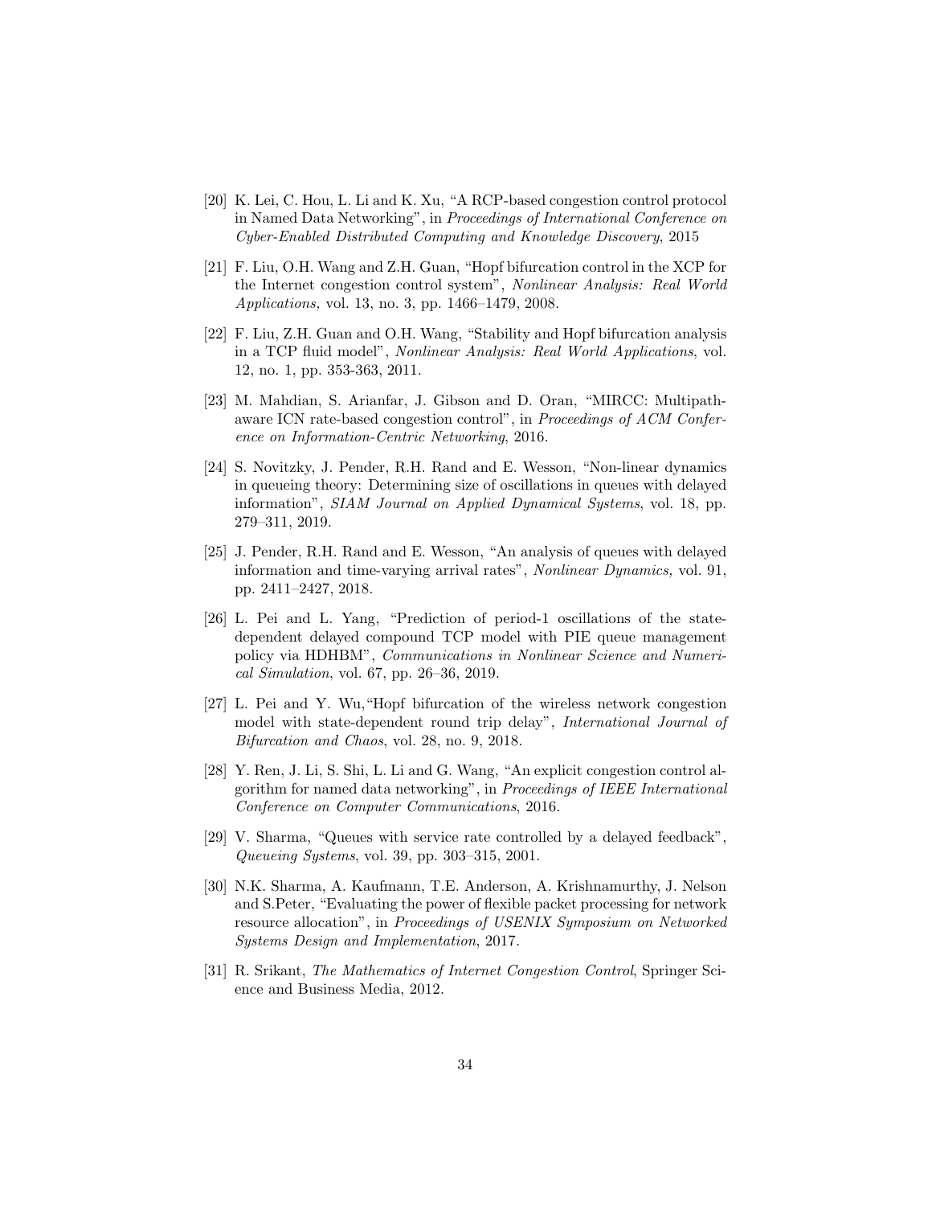[20] K. Lei, C. Hou, L. Li and K. Xu, "A RCP-based congestion control protocol in Named Data Networking", in *Proceedings of International Conference on Cyber-Enabled Distributed Computing and Knowledge Discovery*, 2015

[21] F. Liu, O.H. Wang and Z.H. Guan, "Hopf bifurcation control in the XCP for the Internet congestion control system", *Nonlinear Analysis: Real World Applications,* vol. 13, no. 3, pp. 1466–1479, 2008.

[22] F. Liu, Z.H. Guan and O.H. Wang, "Stability and Hopf bifurcation analysis in a TCP fluid model", *Nonlinear Analysis: Real World Applications*, vol. 12, no. 1, pp. 353-363, 2011.

[23] M. Mahdian, S. Arianfar, J. Gibson and D. Oran, "MIRCC: Multipath-aware ICN rate-based congestion control", in *Proceedings of ACM Conference on Information-Centric Networking*, 2016.

[24] S. Novitzky, J. Pender, R.H. Rand and E. Wesson, "Non-linear dynamics in queueing theory: Determining size of oscillations in queues with delayed information", *SIAM Journal on Applied Dynamical Systems*, vol. 18, pp. 279–311, 2019.

[25] J. Pender, R.H. Rand and E. Wesson, "An analysis of queues with delayed information and time-varying arrival rates", *Nonlinear Dynamics,* vol. 91, pp. 2411–2427, 2018.

[26] L. Pei and L. Yang, "Prediction of period-1 oscillations of the state-dependent delayed compound TCP model with PIE queue management policy via HDHBM", *Communications in Nonlinear Science and Numerical Simulation*, vol. 67, pp. 26–36, 2019.

[27] L. Pei and Y. Wu,"Hopf bifurcation of the wireless network congestion model with state-dependent round trip delay", *International Journal of Bifurcation and Chaos*, vol. 28, no. 9, 2018.

[28] Y. Ren, J. Li, S. Shi, L. Li and G. Wang, "An explicit congestion control algorithm for named data networking", in *Proceedings of IEEE International Conference on Computer Communications*, 2016.

[29] V. Sharma, "Queues with service rate controlled by a delayed feedback", *Queueing Systems*, vol. 39, pp. 303–315, 2001.

[30] N.K. Sharma, A. Kaufmann, T.E. Anderson, A. Krishnamurthy, J. Nelson and S.Peter, "Evaluating the power of flexible packet processing for network resource allocation", in *Proceedings of USENIX Symposium on Networked Systems Design and Implementation*, 2017.

[31] R. Srikant, *The Mathematics of Internet Congestion Control*, Springer Science and Business Media, 2012.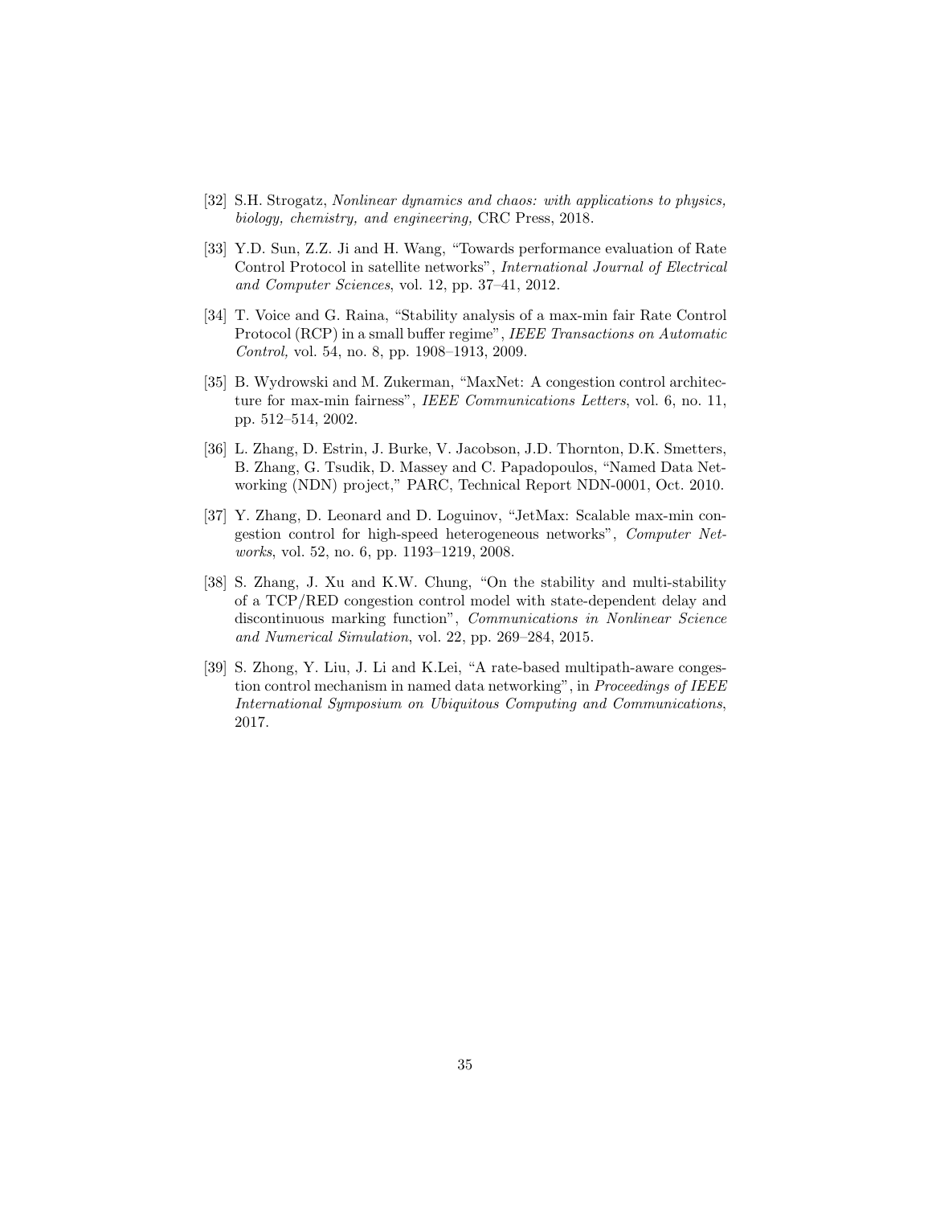[32] S.H. Strogatz, *Nonlinear dynamics and chaos: with applications to physics, biology, chemistry, and engineering,* CRC Press, 2018.

[33] Y.D. Sun, Z.Z. Ji and H. Wang, "Towards performance evaluation of Rate Control Protocol in satellite networks", *International Journal of Electrical and Computer Sciences*, vol. 12, pp. 37–41, 2012.

[34] T. Voice and G. Raina, "Stability analysis of a max-min fair Rate Control Protocol (RCP) in a small buffer regime", *IEEE Transactions on Automatic Control,* vol. 54, no. 8, pp. 1908–1913, 2009.

[35] B. Wydrowski and M. Zukerman, "MaxNet: A congestion control architecture for max-min fairness", *IEEE Communications Letters*, vol. 6, no. 11, pp. 512–514, 2002.

[36] L. Zhang, D. Estrin, J. Burke, V. Jacobson, J.D. Thornton, D.K. Smetters, B. Zhang, G. Tsudik, D. Massey and C. Papadopoulos, "Named Data Networking (NDN) project," PARC, Technical Report NDN-0001, Oct. 2010.

[37] Y. Zhang, D. Leonard and D. Loguinov, "JetMax: Scalable max-min congestion control for high-speed heterogeneous networks", *Computer Networks*, vol. 52, no. 6, pp. 1193–1219, 2008.

[38] S. Zhang, J. Xu and K.W. Chung, "On the stability and multi-stability of a TCP/RED congestion control model with state-dependent delay and discontinuous marking function", *Communications in Nonlinear Science and Numerical Simulation*, vol. 22, pp. 269–284, 2015.

[39] S. Zhong, Y. Liu, J. Li and K.Lei, "A rate-based multipath-aware congestion control mechanism in named data networking", in *Proceedings of IEEE International Symposium on Ubiquitous Computing and Communications*, 2017.